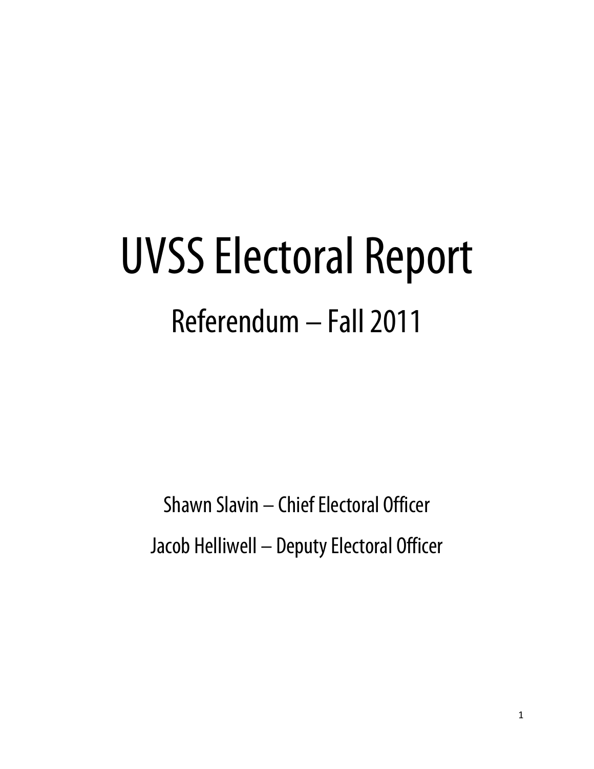# UVSS Electoral Report

## Referendum – Fall 2011

Shawn Slavin – Chief Electoral Officer

Jacob Helliwell – Deputy Electoral Officer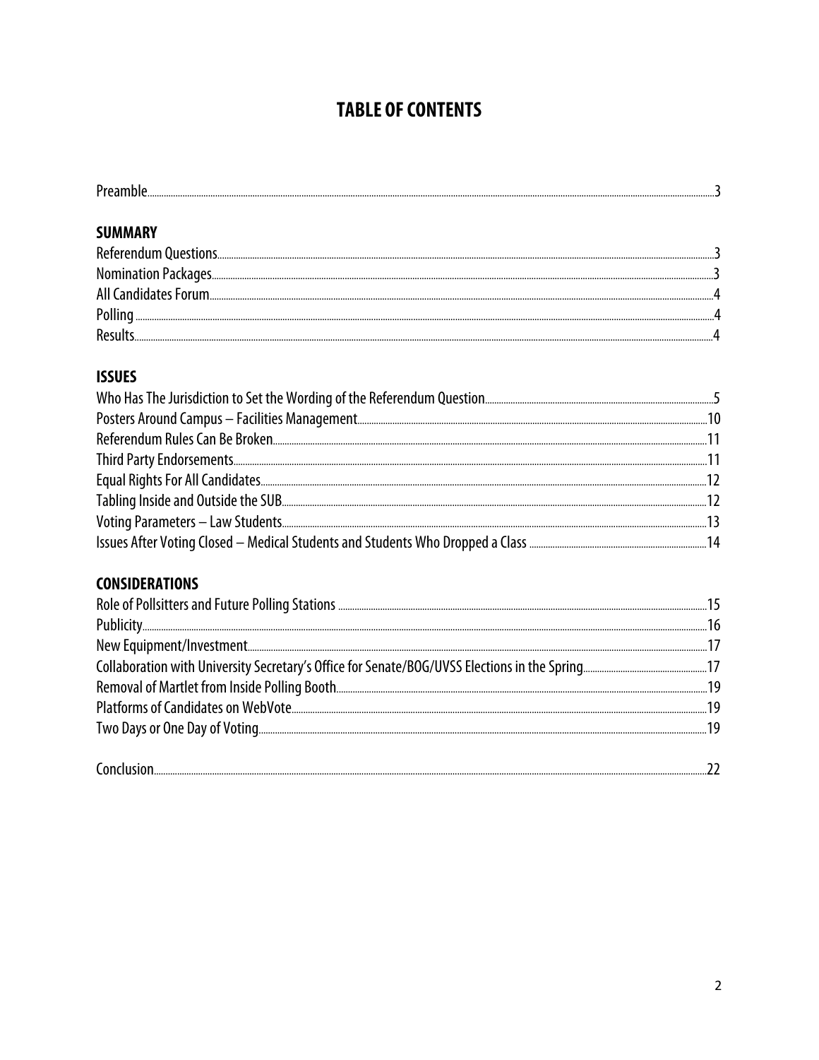# TABLE OF CONTENTS

Preamble....3

**SUMMARY**

Referendum Questions....3
Nomination Packages....3
All Candidates Forum....4
Polling....4
Results....4

**ISSUES**

Who Has The Jurisdiction to Set the Wording of the Referendum Question....5
Posters Around Campus – Facilities Management....10
Referendum Rules Can Be Broken....11
Third Party Endorsements....11
Equal Rights For All Candidates....12
Tabling Inside and Outside the SUB....12
Voting Parameters – Law Students....13
Issues After Voting Closed – Medical Students and Students Who Dropped a Class....14

**CONSIDERATIONS**

Role of Pollsitters and Future Polling Stations....15
Publicity....16
New Equipment/Investment....17
Collaboration with University Secretary's Office for Senate/BOG/UVSS Elections in the Spring....17
Removal of Martlet from Inside Polling Booth....19
Platforms of Candidates on WebVote....19
Two Days or One Day of Voting....19

Conclusion....22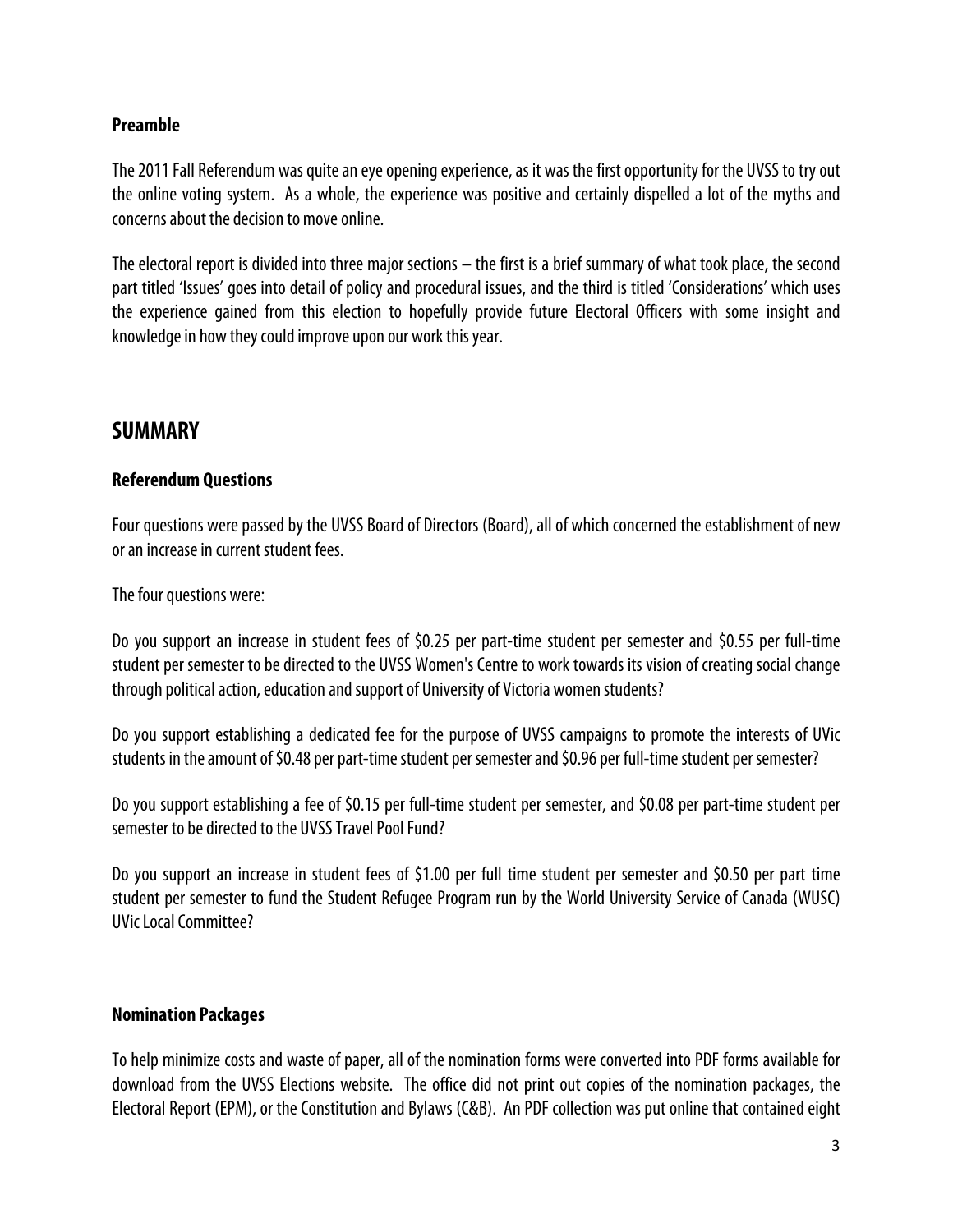**Preamble**

The 2011 Fall Referendum was quite an eye opening experience, as it was the first opportunity for the UVSS to try out the online voting system. As a whole, the experience was positive and certainly dispelled a lot of the myths and concerns about the decision to move online.

The electoral report is divided into three major sections – the first is a brief summary of what took place, the second part titled 'Issues' goes into detail of policy and procedural issues, and the third is titled 'Considerations' which uses the experience gained from this election to hopefully provide future Electoral Officers with some insight and knowledge in how they could improve upon our work this year.

## SUMMARY

**Referendum Questions**

Four questions were passed by the UVSS Board of Directors (Board), all of which concerned the establishment of new or an increase in current student fees.

The four questions were:

Do you support an increase in student fees of $0.25 per part-time student per semester and $0.55 per full-time student per semester to be directed to the UVSS Women's Centre to work towards its vision of creating social change through political action, education and support of University of Victoria women students?

Do you support establishing a dedicated fee for the purpose of UVSS campaigns to promote the interests of UVic students in the amount of $0.48 per part-time student per semester and $0.96 per full-time student per semester?

Do you support establishing a fee of $0.15 per full-time student per semester, and $0.08 per part-time student per semester to be directed to the UVSS Travel Pool Fund?

Do you support an increase in student fees of $1.00 per full time student per semester and $0.50 per part time student per semester to fund the Student Refugee Program run by the World University Service of Canada (WUSC) UVic Local Committee?

**Nomination Packages**

To help minimize costs and waste of paper, all of the nomination forms were converted into PDF forms available for download from the UVSS Elections website. The office did not print out copies of the nomination packages, the Electoral Report (EPM), or the Constitution and Bylaws (C&B). An PDF collection was put online that contained eight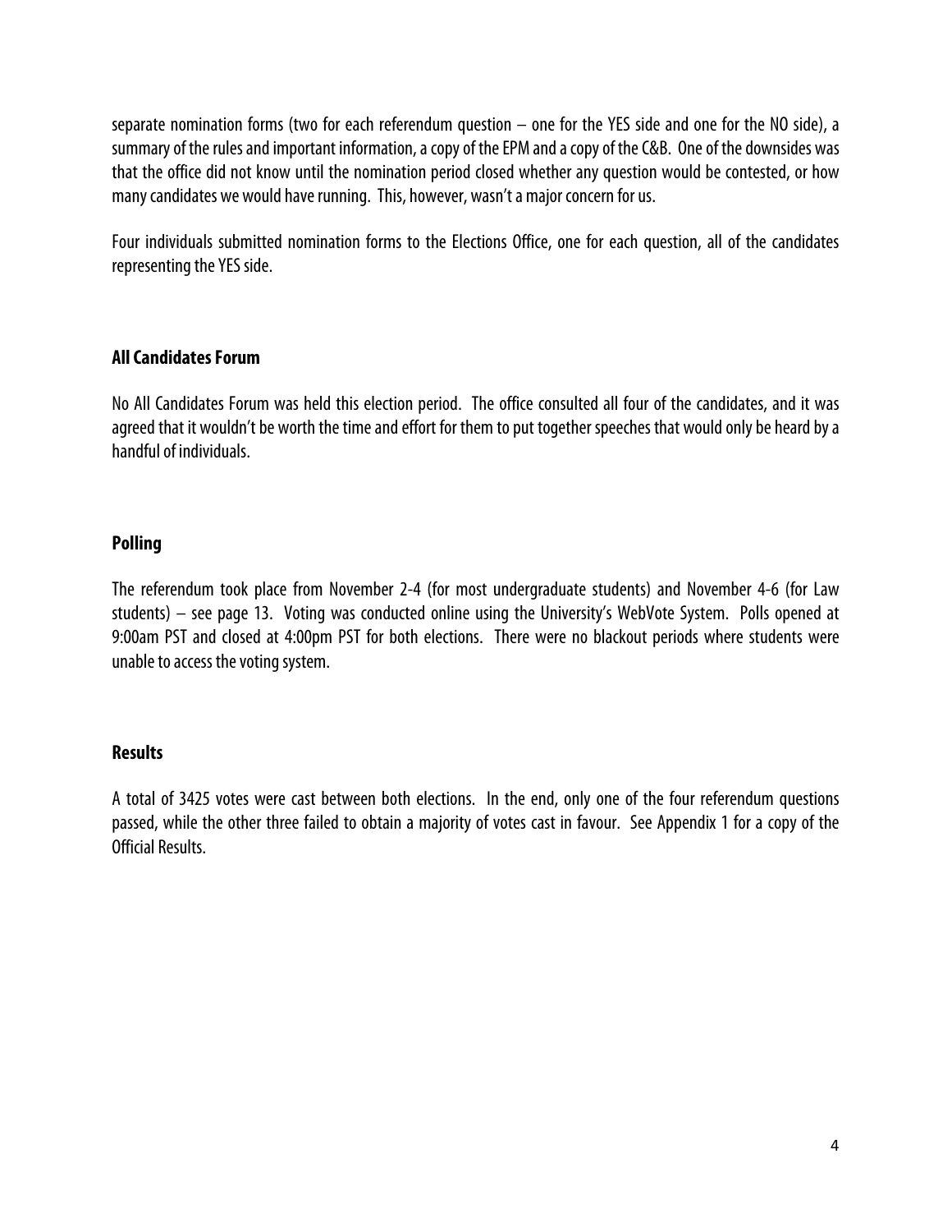separate nomination forms (two for each referendum question – one for the YES side and one for the NO side), a summary of the rules and important information, a copy of the EPM and a copy of the C&B. One of the downsides was that the office did not know until the nomination period closed whether any question would be contested, or how many candidates we would have running. This, however, wasn't a major concern for us.

Four individuals submitted nomination forms to the Elections Office, one for each question, all of the candidates representing the YES side.

## All Candidates Forum

No All Candidates Forum was held this election period. The office consulted all four of the candidates, and it was agreed that it wouldn't be worth the time and effort for them to put together speeches that would only be heard by a handful of individuals.

## Polling

The referendum took place from November 2-4 (for most undergraduate students) and November 4-6 (for Law students) – see page 13. Voting was conducted online using the University's WebVote System. Polls opened at 9:00am PST and closed at 4:00pm PST for both elections. There were no blackout periods where students were unable to access the voting system.

## Results

A total of 3425 votes were cast between both elections. In the end, only one of the four referendum questions passed, while the other three failed to obtain a majority of votes cast in favour. See Appendix 1 for a copy of the Official Results.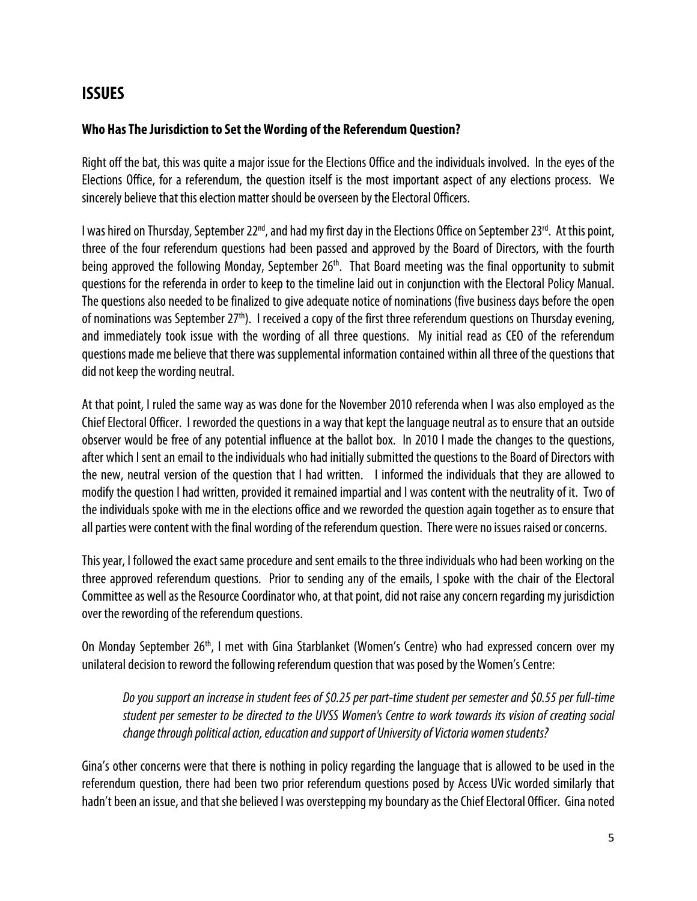## ISSUES

### Who Has The Jurisdiction to Set the Wording of the Referendum Question?

Right off the bat, this was quite a major issue for the Elections Office and the individuals involved. In the eyes of the Elections Office, for a referendum, the question itself is the most important aspect of any elections process. We sincerely believe that this election matter should be overseen by the Electoral Officers.

I was hired on Thursday, September 22nd, and had my first day in the Elections Office on September 23rd. At this point, three of the four referendum questions had been passed and approved by the Board of Directors, with the fourth being approved the following Monday, September 26th. That Board meeting was the final opportunity to submit questions for the referenda in order to keep to the timeline laid out in conjunction with the Electoral Policy Manual. The questions also needed to be finalized to give adequate notice of nominations (five business days before the open of nominations was September 27th). I received a copy of the first three referendum questions on Thursday evening, and immediately took issue with the wording of all three questions. My initial read as CEO of the referendum questions made me believe that there was supplemental information contained within all three of the questions that did not keep the wording neutral.

At that point, I ruled the same way as was done for the November 2010 referenda when I was also employed as the Chief Electoral Officer. I reworded the questions in a way that kept the language neutral as to ensure that an outside observer would be free of any potential influence at the ballot box. In 2010 I made the changes to the questions, after which I sent an email to the individuals who had initially submitted the questions to the Board of Directors with the new, neutral version of the question that I had written. I informed the individuals that they are allowed to modify the question I had written, provided it remained impartial and I was content with the neutrality of it. Two of the individuals spoke with me in the elections office and we reworded the question again together as to ensure that all parties were content with the final wording of the referendum question. There were no issues raised or concerns.

This year, I followed the exact same procedure and sent emails to the three individuals who had been working on the three approved referendum questions. Prior to sending any of the emails, I spoke with the chair of the Electoral Committee as well as the Resource Coordinator who, at that point, did not raise any concern regarding my jurisdiction over the rewording of the referendum questions.

On Monday September 26th, I met with Gina Starblanket (Women's Centre) who had expressed concern over my unilateral decision to reword the following referendum question that was posed by the Women's Centre:

> *Do you support an increase in student fees of $0.25 per part-time student per semester and $0.55 per full-time student per semester to be directed to the UVSS Women's Centre to work towards its vision of creating social change through political action, education and support of University of Victoria women students?*

Gina's other concerns were that there is nothing in policy regarding the language that is allowed to be used in the referendum question, there had been two prior referendum questions posed by Access UVic worded similarly that hadn't been an issue, and that she believed I was overstepping my boundary as the Chief Electoral Officer. Gina noted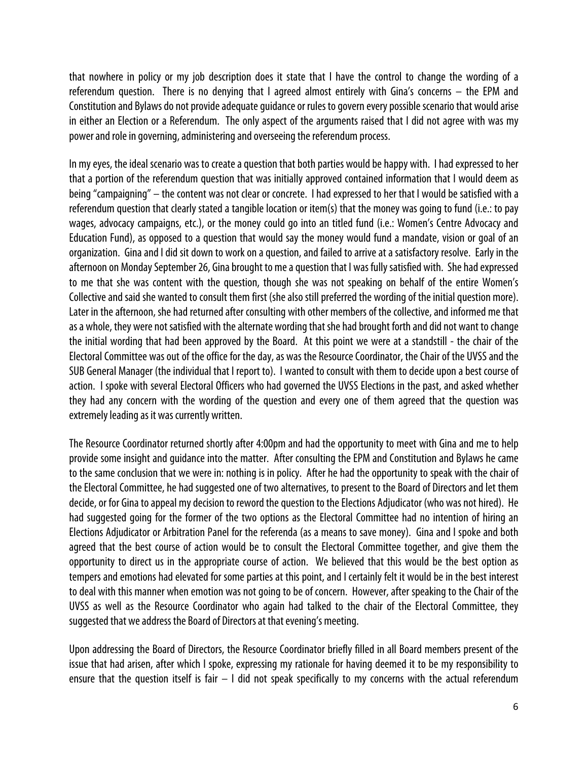that nowhere in policy or my job description does it state that I have the control to change the wording of a referendum question. There is no denying that I agreed almost entirely with Gina's concerns – the EPM and Constitution and Bylaws do not provide adequate guidance or rules to govern every possible scenario that would arise in either an Election or a Referendum. The only aspect of the arguments raised that I did not agree with was my power and role in governing, administering and overseeing the referendum process.

In my eyes, the ideal scenario was to create a question that both parties would be happy with. I had expressed to her that a portion of the referendum question that was initially approved contained information that I would deem as being "campaigning" – the content was not clear or concrete. I had expressed to her that I would be satisfied with a referendum question that clearly stated a tangible location or item(s) that the money was going to fund (i.e.: to pay wages, advocacy campaigns, etc.), or the money could go into an titled fund (i.e.: Women's Centre Advocacy and Education Fund), as opposed to a question that would say the money would fund a mandate, vision or goal of an organization. Gina and I did sit down to work on a question, and failed to arrive at a satisfactory resolve. Early in the afternoon on Monday September 26, Gina brought to me a question that I was fully satisfied with. She had expressed to me that she was content with the question, though she was not speaking on behalf of the entire Women's Collective and said she wanted to consult them first (she also still preferred the wording of the initial question more). Later in the afternoon, she had returned after consulting with other members of the collective, and informed me that as a whole, they were not satisfied with the alternate wording that she had brought forth and did not want to change the initial wording that had been approved by the Board. At this point we were at a standstill - the chair of the Electoral Committee was out of the office for the day, as was the Resource Coordinator, the Chair of the UVSS and the SUB General Manager (the individual that I report to). I wanted to consult with them to decide upon a best course of action. I spoke with several Electoral Officers who had governed the UVSS Elections in the past, and asked whether they had any concern with the wording of the question and every one of them agreed that the question was extremely leading as it was currently written.

The Resource Coordinator returned shortly after 4:00pm and had the opportunity to meet with Gina and me to help provide some insight and guidance into the matter. After consulting the EPM and Constitution and Bylaws he came to the same conclusion that we were in: nothing is in policy. After he had the opportunity to speak with the chair of the Electoral Committee, he had suggested one of two alternatives, to present to the Board of Directors and let them decide, or for Gina to appeal my decision to reword the question to the Elections Adjudicator (who was not hired). He had suggested going for the former of the two options as the Electoral Committee had no intention of hiring an Elections Adjudicator or Arbitration Panel for the referenda (as a means to save money). Gina and I spoke and both agreed that the best course of action would be to consult the Electoral Committee together, and give them the opportunity to direct us in the appropriate course of action. We believed that this would be the best option as tempers and emotions had elevated for some parties at this point, and I certainly felt it would be in the best interest to deal with this manner when emotion was not going to be of concern. However, after speaking to the Chair of the UVSS as well as the Resource Coordinator who again had talked to the chair of the Electoral Committee, they suggested that we address the Board of Directors at that evening's meeting.

Upon addressing the Board of Directors, the Resource Coordinator briefly filled in all Board members present of the issue that had arisen, after which I spoke, expressing my rationale for having deemed it to be my responsibility to ensure that the question itself is fair – I did not speak specifically to my concerns with the actual referendum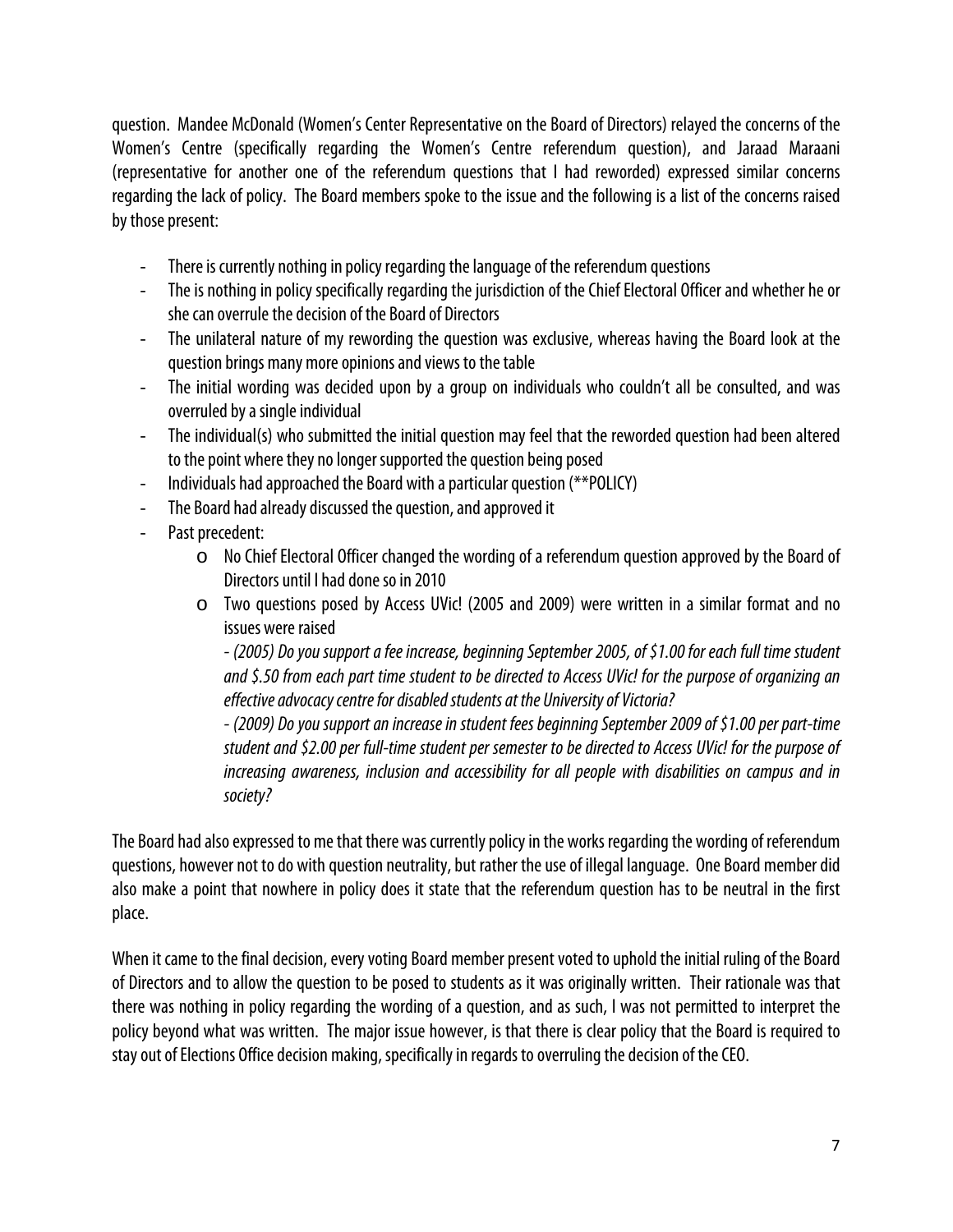question. Mandee McDonald (Women's Center Representative on the Board of Directors) relayed the concerns of the Women's Centre (specifically regarding the Women's Centre referendum question), and Jaraad Maraani (representative for another one of the referendum questions that I had reworded) expressed similar concerns regarding the lack of policy. The Board members spoke to the issue and the following is a list of the concerns raised by those present:

- There is currently nothing in policy regarding the language of the referendum questions
- The is nothing in policy specifically regarding the jurisdiction of the Chief Electoral Officer and whether he or she can overrule the decision of the Board of Directors
- The unilateral nature of my rewording the question was exclusive, whereas having the Board look at the question brings many more opinions and views to the table
- The initial wording was decided upon by a group on individuals who couldn't all be consulted, and was overruled by a single individual
- The individual(s) who submitted the initial question may feel that the reworded question had been altered to the point where they no longer supported the question being posed
- Individuals had approached the Board with a particular question (**POLICY)
- The Board had already discussed the question, and approved it
- Past precedent:
    - No Chief Electoral Officer changed the wording of a referendum question approved by the Board of Directors until I had done so in 2010
    - Two questions posed by Access UVic! (2005 and 2009) were written in a similar format and no issues were raised

      *- (2005) Do you support a fee increase, beginning September 2005, of $1.00 for each full time student and $.50 from each part time student to be directed to Access UVic! for the purpose of organizing an effective advocacy centre for disabled students at the University of Victoria?*

      *- (2009) Do you support an increase in student fees beginning September 2009 of $1.00 per part-time student and $2.00 per full-time student per semester to be directed to Access UVic! for the purpose of increasing awareness, inclusion and accessibility for all people with disabilities on campus and in society?*

The Board had also expressed to me that there was currently policy in the works regarding the wording of referendum questions, however not to do with question neutrality, but rather the use of illegal language. One Board member did also make a point that nowhere in policy does it state that the referendum question has to be neutral in the first place.

When it came to the final decision, every voting Board member present voted to uphold the initial ruling of the Board of Directors and to allow the question to be posed to students as it was originally written. Their rationale was that there was nothing in policy regarding the wording of a question, and as such, I was not permitted to interpret the policy beyond what was written. The major issue however, is that there is clear policy that the Board is required to stay out of Elections Office decision making, specifically in regards to overruling the decision of the CEO.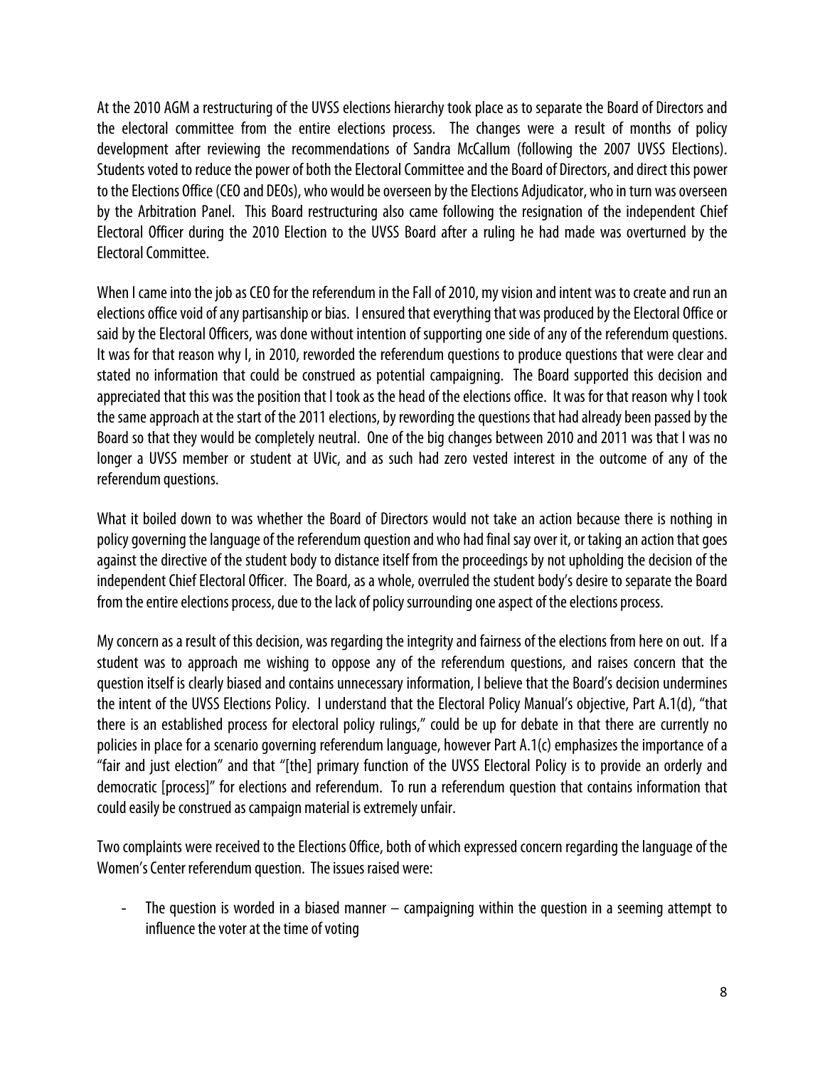At the 2010 AGM a restructuring of the UVSS elections hierarchy took place as to separate the Board of Directors and the electoral committee from the entire elections process. The changes were a result of months of policy development after reviewing the recommendations of Sandra McCallum (following the 2007 UVSS Elections). Students voted to reduce the power of both the Electoral Committee and the Board of Directors, and direct this power to the Elections Office (CEO and DEOs), who would be overseen by the Elections Adjudicator, who in turn was overseen by the Arbitration Panel. This Board restructuring also came following the resignation of the independent Chief Electoral Officer during the 2010 Election to the UVSS Board after a ruling he had made was overturned by the Electoral Committee.

When I came into the job as CEO for the referendum in the Fall of 2010, my vision and intent was to create and run an elections office void of any partisanship or bias. I ensured that everything that was produced by the Electoral Office or said by the Electoral Officers, was done without intention of supporting one side of any of the referendum questions. It was for that reason why I, in 2010, reworded the referendum questions to produce questions that were clear and stated no information that could be construed as potential campaigning. The Board supported this decision and appreciated that this was the position that I took as the head of the elections office. It was for that reason why I took the same approach at the start of the 2011 elections, by rewording the questions that had already been passed by the Board so that they would be completely neutral. One of the big changes between 2010 and 2011 was that I was no longer a UVSS member or student at UVic, and as such had zero vested interest in the outcome of any of the referendum questions.

What it boiled down to was whether the Board of Directors would not take an action because there is nothing in policy governing the language of the referendum question and who had final say over it, or taking an action that goes against the directive of the student body to distance itself from the proceedings by not upholding the decision of the independent Chief Electoral Officer. The Board, as a whole, overruled the student body's desire to separate the Board from the entire elections process, due to the lack of policy surrounding one aspect of the elections process.

My concern as a result of this decision, was regarding the integrity and fairness of the elections from here on out. If a student was to approach me wishing to oppose any of the referendum questions, and raises concern that the question itself is clearly biased and contains unnecessary information, I believe that the Board's decision undermines the intent of the UVSS Elections Policy. I understand that the Electoral Policy Manual's objective, Part A.1(d), "that there is an established process for electoral policy rulings," could be up for debate in that there are currently no policies in place for a scenario governing referendum language, however Part A.1(c) emphasizes the importance of a "fair and just election" and that "[the] primary function of the UVSS Electoral Policy is to provide an orderly and democratic [process]" for elections and referendum. To run a referendum question that contains information that could easily be construed as campaign material is extremely unfair.

Two complaints were received to the Elections Office, both of which expressed concern regarding the language of the Women's Center referendum question. The issues raised were:

- The question is worded in a biased manner – campaigning within the question in a seeming attempt to influence the voter at the time of voting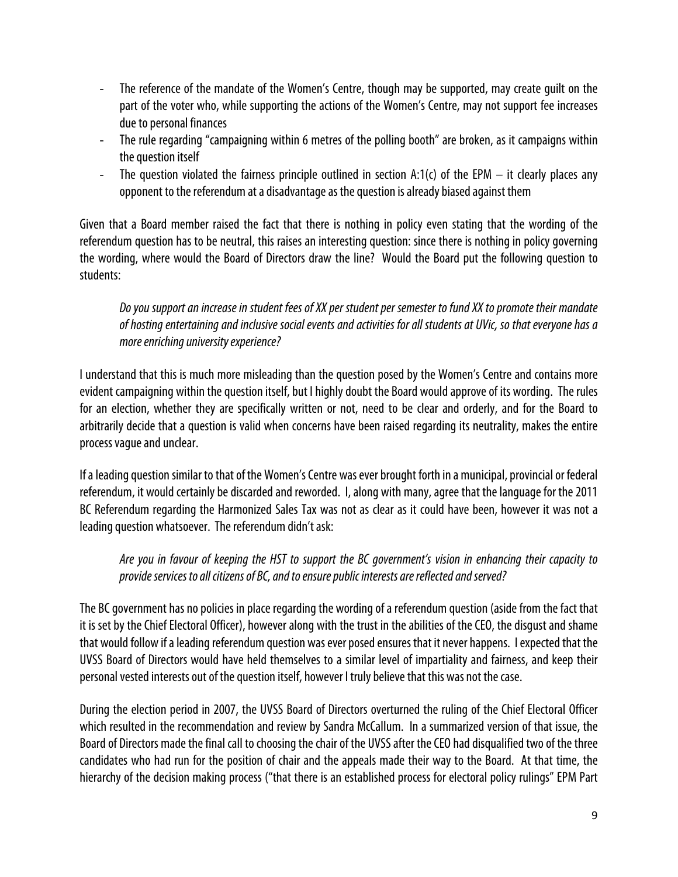- The reference of the mandate of the Women's Centre, though may be supported, may create guilt on the part of the voter who, while supporting the actions of the Women's Centre, may not support fee increases due to personal finances
- The rule regarding "campaigning within 6 metres of the polling booth" are broken, as it campaigns within the question itself
- The question violated the fairness principle outlined in section A:1(c) of the EPM – it clearly places any opponent to the referendum at a disadvantage as the question is already biased against them

Given that a Board member raised the fact that there is nothing in policy even stating that the wording of the referendum question has to be neutral, this raises an interesting question: since there is nothing in policy governing the wording, where would the Board of Directors draw the line? Would the Board put the following question to students:

> *Do you support an increase in student fees of XX per student per semester to fund XX to promote their mandate of hosting entertaining and inclusive social events and activities for all students at UVic, so that everyone has a more enriching university experience?*

I understand that this is much more misleading than the question posed by the Women's Centre and contains more evident campaigning within the question itself, but I highly doubt the Board would approve of its wording. The rules for an election, whether they are specifically written or not, need to be clear and orderly, and for the Board to arbitrarily decide that a question is valid when concerns have been raised regarding its neutrality, makes the entire process vague and unclear.

If a leading question similar to that of the Women's Centre was ever brought forth in a municipal, provincial or federal referendum, it would certainly be discarded and reworded. I, along with many, agree that the language for the 2011 BC Referendum regarding the Harmonized Sales Tax was not as clear as it could have been, however it was not a leading question whatsoever. The referendum didn't ask:

> *Are you in favour of keeping the HST to support the BC government's vision in enhancing their capacity to provide services to all citizens of BC, and to ensure public interests are reflected and served?*

The BC government has no policies in place regarding the wording of a referendum question (aside from the fact that it is set by the Chief Electoral Officer), however along with the trust in the abilities of the CEO, the disgust and shame that would follow if a leading referendum question was ever posed ensures that it never happens. I expected that the UVSS Board of Directors would have held themselves to a similar level of impartiality and fairness, and keep their personal vested interests out of the question itself, however I truly believe that this was not the case.

During the election period in 2007, the UVSS Board of Directors overturned the ruling of the Chief Electoral Officer which resulted in the recommendation and review by Sandra McCallum. In a summarized version of that issue, the Board of Directors made the final call to choosing the chair of the UVSS after the CEO had disqualified two of the three candidates who had run for the position of chair and the appeals made their way to the Board. At that time, the hierarchy of the decision making process ("that there is an established process for electoral policy rulings" EPM Part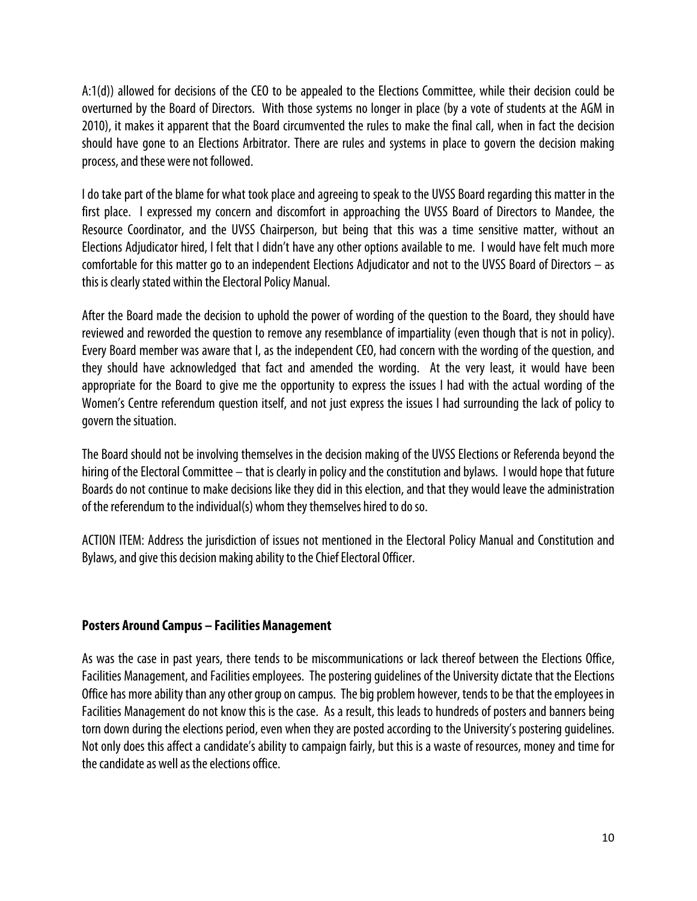A:1(d)) allowed for decisions of the CEO to be appealed to the Elections Committee, while their decision could be overturned by the Board of Directors. With those systems no longer in place (by a vote of students at the AGM in 2010), it makes it apparent that the Board circumvented the rules to make the final call, when in fact the decision should have gone to an Elections Arbitrator. There are rules and systems in place to govern the decision making process, and these were not followed.

I do take part of the blame for what took place and agreeing to speak to the UVSS Board regarding this matter in the first place. I expressed my concern and discomfort in approaching the UVSS Board of Directors to Mandee, the Resource Coordinator, and the UVSS Chairperson, but being that this was a time sensitive matter, without an Elections Adjudicator hired, I felt that I didn't have any other options available to me. I would have felt much more comfortable for this matter go to an independent Elections Adjudicator and not to the UVSS Board of Directors – as this is clearly stated within the Electoral Policy Manual.

After the Board made the decision to uphold the power of wording of the question to the Board, they should have reviewed and reworded the question to remove any resemblance of impartiality (even though that is not in policy). Every Board member was aware that I, as the independent CEO, had concern with the wording of the question, and they should have acknowledged that fact and amended the wording. At the very least, it would have been appropriate for the Board to give me the opportunity to express the issues I had with the actual wording of the Women's Centre referendum question itself, and not just express the issues I had surrounding the lack of policy to govern the situation.

The Board should not be involving themselves in the decision making of the UVSS Elections or Referenda beyond the hiring of the Electoral Committee – that is clearly in policy and the constitution and bylaws. I would hope that future Boards do not continue to make decisions like they did in this election, and that they would leave the administration of the referendum to the individual(s) whom they themselves hired to do so.

ACTION ITEM: Address the jurisdiction of issues not mentioned in the Electoral Policy Manual and Constitution and Bylaws, and give this decision making ability to the Chief Electoral Officer.

**Posters Around Campus – Facilities Management**

As was the case in past years, there tends to be miscommunications or lack thereof between the Elections Office, Facilities Management, and Facilities employees. The postering guidelines of the University dictate that the Elections Office has more ability than any other group on campus. The big problem however, tends to be that the employees in Facilities Management do not know this is the case. As a result, this leads to hundreds of posters and banners being torn down during the elections period, even when they are posted according to the University's postering guidelines. Not only does this affect a candidate's ability to campaign fairly, but this is a waste of resources, money and time for the candidate as well as the elections office.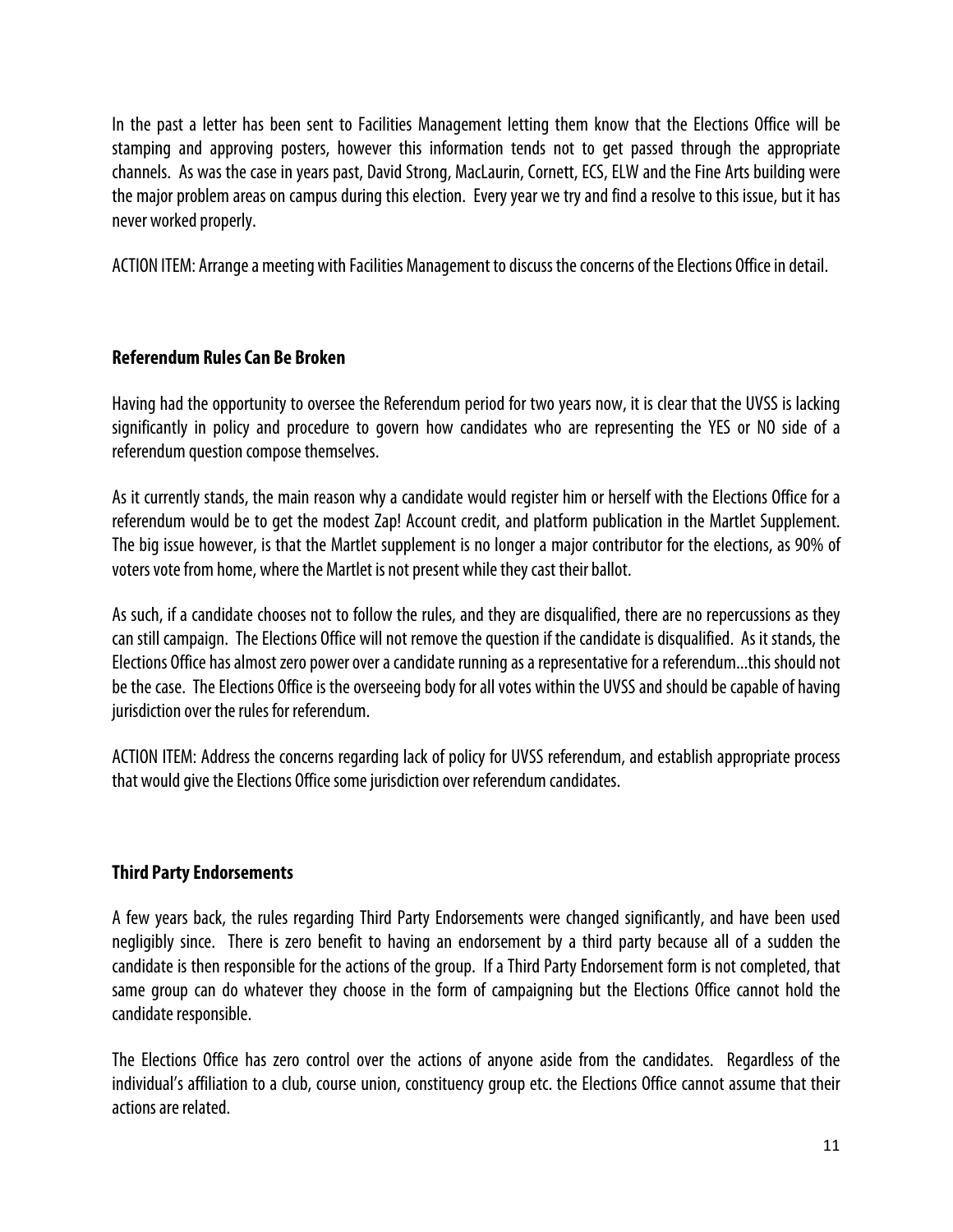In the past a letter has been sent to Facilities Management letting them know that the Elections Office will be stamping and approving posters, however this information tends not to get passed through the appropriate channels. As was the case in years past, David Strong, MacLaurin, Cornett, ECS, ELW and the Fine Arts building were the major problem areas on campus during this election. Every year we try and find a resolve to this issue, but it has never worked properly.

ACTION ITEM: Arrange a meeting with Facilities Management to discuss the concerns of the Elections Office in detail.

### Referendum Rules Can Be Broken

Having had the opportunity to oversee the Referendum period for two years now, it is clear that the UVSS is lacking significantly in policy and procedure to govern how candidates who are representing the YES or NO side of a referendum question compose themselves.

As it currently stands, the main reason why a candidate would register him or herself with the Elections Office for a referendum would be to get the modest Zap! Account credit, and platform publication in the Martlet Supplement. The big issue however, is that the Martlet supplement is no longer a major contributor for the elections, as 90% of voters vote from home, where the Martlet is not present while they cast their ballot.

As such, if a candidate chooses not to follow the rules, and they are disqualified, there are no repercussions as they can still campaign. The Elections Office will not remove the question if the candidate is disqualified. As it stands, the Elections Office has almost zero power over a candidate running as a representative for a referendum…this should not be the case. The Elections Office is the overseeing body for all votes within the UVSS and should be capable of having jurisdiction over the rules for referendum.

ACTION ITEM: Address the concerns regarding lack of policy for UVSS referendum, and establish appropriate process that would give the Elections Office some jurisdiction over referendum candidates.

### Third Party Endorsements

A few years back, the rules regarding Third Party Endorsements were changed significantly, and have been used negligibly since. There is zero benefit to having an endorsement by a third party because all of a sudden the candidate is then responsible for the actions of the group. If a Third Party Endorsement form is not completed, that same group can do whatever they choose in the form of campaigning but the Elections Office cannot hold the candidate responsible.

The Elections Office has zero control over the actions of anyone aside from the candidates. Regardless of the individual's affiliation to a club, course union, constituency group etc. the Elections Office cannot assume that their actions are related.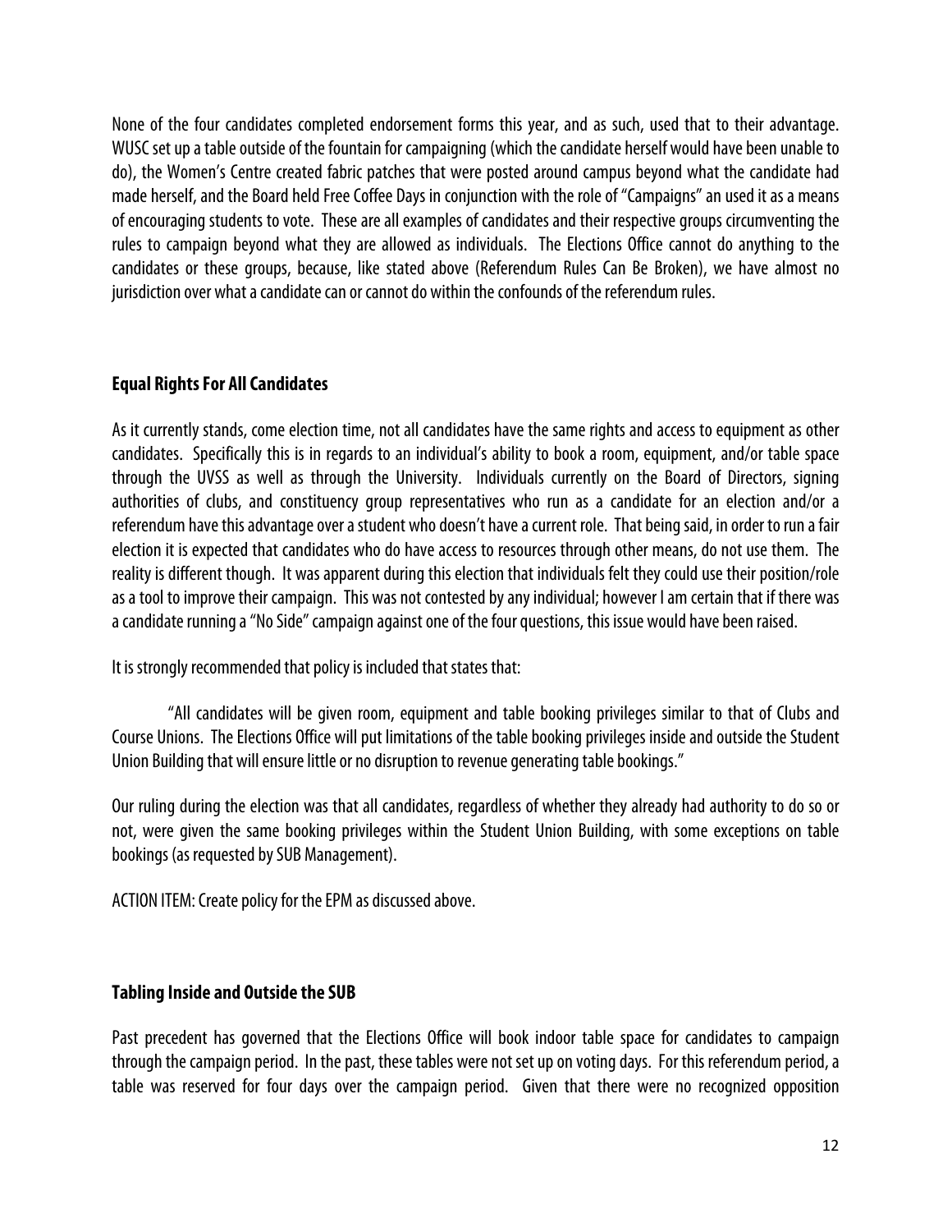None of the four candidates completed endorsement forms this year, and as such, used that to their advantage. WUSC set up a table outside of the fountain for campaigning (which the candidate herself would have been unable to do), the Women's Centre created fabric patches that were posted around campus beyond what the candidate had made herself, and the Board held Free Coffee Days in conjunction with the role of "Campaigns" an used it as a means of encouraging students to vote. These are all examples of candidates and their respective groups circumventing the rules to campaign beyond what they are allowed as individuals. The Elections Office cannot do anything to the candidates or these groups, because, like stated above (Referendum Rules Can Be Broken), we have almost no jurisdiction over what a candidate can or cannot do within the confounds of the referendum rules.

**Equal Rights For All Candidates**

As it currently stands, come election time, not all candidates have the same rights and access to equipment as other candidates. Specifically this is in regards to an individual's ability to book a room, equipment, and/or table space through the UVSS as well as through the University. Individuals currently on the Board of Directors, signing authorities of clubs, and constituency group representatives who run as a candidate for an election and/or a referendum have this advantage over a student who doesn't have a current role. That being said, in order to run a fair election it is expected that candidates who do have access to resources through other means, do not use them. The reality is different though. It was apparent during this election that individuals felt they could use their position/role as a tool to improve their campaign. This was not contested by any individual; however I am certain that if there was a candidate running a "No Side" campaign against one of the four questions, this issue would have been raised.

It is strongly recommended that policy is included that states that:

> "All candidates will be given room, equipment and table booking privileges similar to that of Clubs and Course Unions. The Elections Office will put limitations of the table booking privileges inside and outside the Student Union Building that will ensure little or no disruption to revenue generating table bookings."

Our ruling during the election was that all candidates, regardless of whether they already had authority to do so or not, were given the same booking privileges within the Student Union Building, with some exceptions on table bookings (as requested by SUB Management).

ACTION ITEM: Create policy for the EPM as discussed above.

**Tabling Inside and Outside the SUB**

Past precedent has governed that the Elections Office will book indoor table space for candidates to campaign through the campaign period. In the past, these tables were not set up on voting days. For this referendum period, a table was reserved for four days over the campaign period. Given that there were no recognized opposition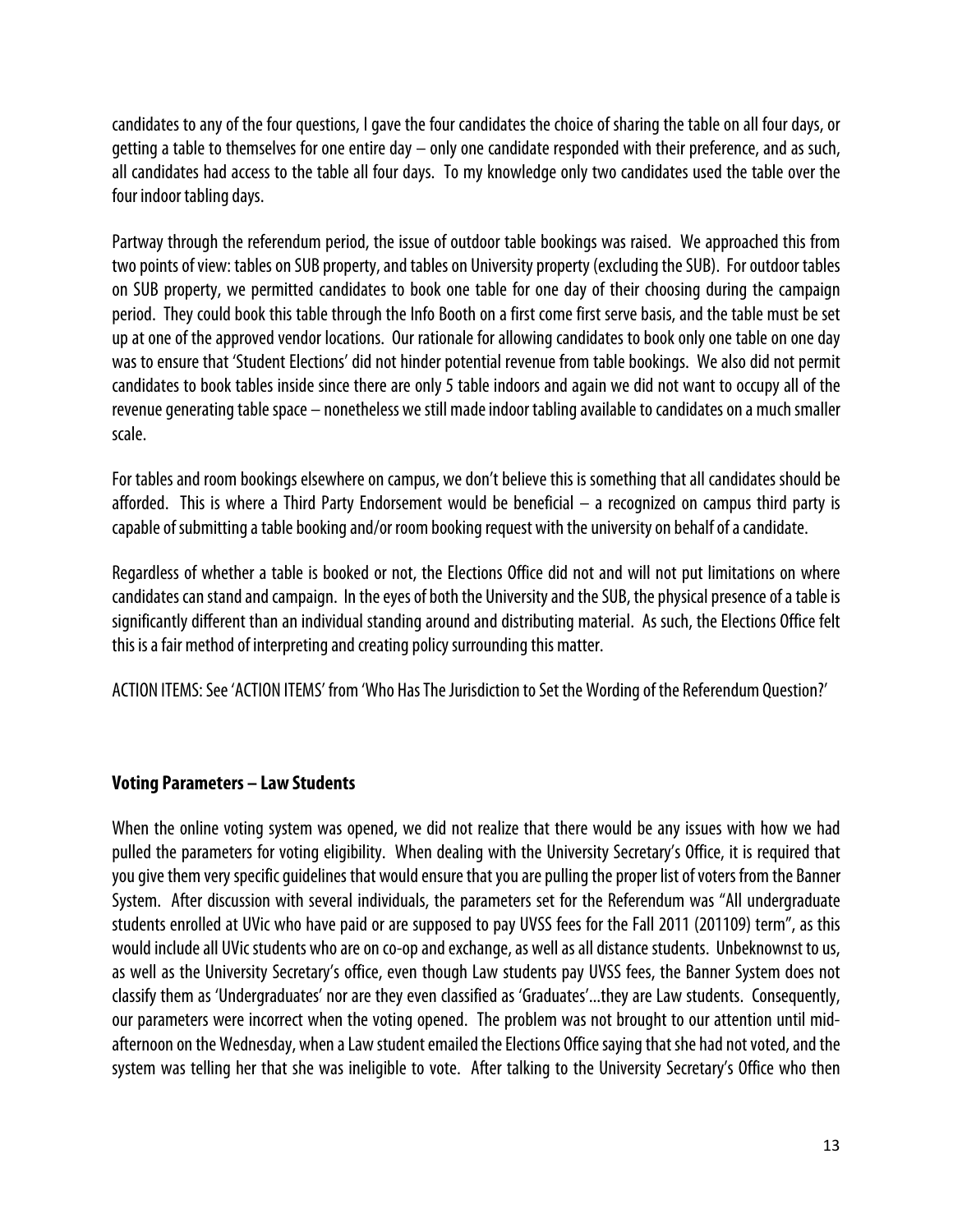candidates to any of the four questions, I gave the four candidates the choice of sharing the table on all four days, or getting a table to themselves for one entire day – only one candidate responded with their preference, and as such, all candidates had access to the table all four days. To my knowledge only two candidates used the table over the four indoor tabling days.

Partway through the referendum period, the issue of outdoor table bookings was raised. We approached this from two points of view: tables on SUB property, and tables on University property (excluding the SUB). For outdoor tables on SUB property, we permitted candidates to book one table for one day of their choosing during the campaign period. They could book this table through the Info Booth on a first come first serve basis, and the table must be set up at one of the approved vendor locations. Our rationale for allowing candidates to book only one table on one day was to ensure that 'Student Elections' did not hinder potential revenue from table bookings. We also did not permit candidates to book tables inside since there are only 5 table indoors and again we did not want to occupy all of the revenue generating table space – nonetheless we still made indoor tabling available to candidates on a much smaller scale.

For tables and room bookings elsewhere on campus, we don't believe this is something that all candidates should be afforded. This is where a Third Party Endorsement would be beneficial – a recognized on campus third party is capable of submitting a table booking and/or room booking request with the university on behalf of a candidate.

Regardless of whether a table is booked or not, the Elections Office did not and will not put limitations on where candidates can stand and campaign. In the eyes of both the University and the SUB, the physical presence of a table is significantly different than an individual standing around and distributing material. As such, the Elections Office felt this is a fair method of interpreting and creating policy surrounding this matter.

ACTION ITEMS: See 'ACTION ITEMS' from 'Who Has The Jurisdiction to Set the Wording of the Referendum Question?'

### Voting Parameters – Law Students

When the online voting system was opened, we did not realize that there would be any issues with how we had pulled the parameters for voting eligibility. When dealing with the University Secretary's Office, it is required that you give them very specific guidelines that would ensure that you are pulling the proper list of voters from the Banner System. After discussion with several individuals, the parameters set for the Referendum was "All undergraduate students enrolled at UVic who have paid or are supposed to pay UVSS fees for the Fall 2011 (201109) term", as this would include all UVic students who are on co-op and exchange, as well as all distance students. Unbeknownst to us, as well as the University Secretary's office, even though Law students pay UVSS fees, the Banner System does not classify them as 'Undergraduates' nor are they even classified as 'Graduates'…they are Law students. Consequently, our parameters were incorrect when the voting opened. The problem was not brought to our attention until mid-afternoon on the Wednesday, when a Law student emailed the Elections Office saying that she had not voted, and the system was telling her that she was ineligible to vote. After talking to the University Secretary's Office who then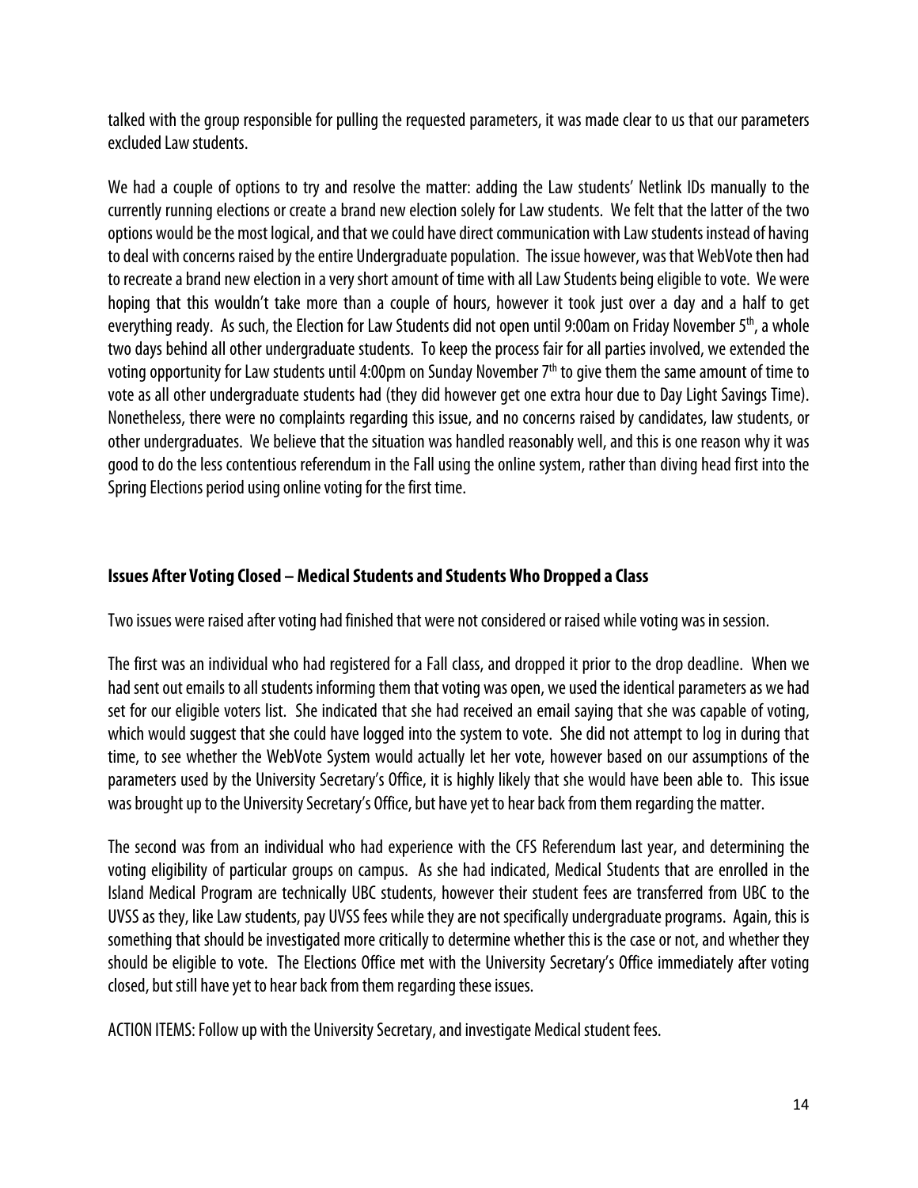talked with the group responsible for pulling the requested parameters, it was made clear to us that our parameters excluded Law students.

We had a couple of options to try and resolve the matter: adding the Law students' Netlink IDs manually to the currently running elections or create a brand new election solely for Law students. We felt that the latter of the two options would be the most logical, and that we could have direct communication with Law students instead of having to deal with concerns raised by the entire Undergraduate population. The issue however, was that WebVote then had to recreate a brand new election in a very short amount of time with all Law Students being eligible to vote. We were hoping that this wouldn't take more than a couple of hours, however it took just over a day and a half to get everything ready. As such, the Election for Law Students did not open until 9:00am on Friday November 5th, a whole two days behind all other undergraduate students. To keep the process fair for all parties involved, we extended the voting opportunity for Law students until 4:00pm on Sunday November 7th to give them the same amount of time to vote as all other undergraduate students had (they did however get one extra hour due to Day Light Savings Time). Nonetheless, there were no complaints regarding this issue, and no concerns raised by candidates, law students, or other undergraduates. We believe that the situation was handled reasonably well, and this is one reason why it was good to do the less contentious referendum in the Fall using the online system, rather than diving head first into the Spring Elections period using online voting for the first time.

### Issues After Voting Closed – Medical Students and Students Who Dropped a Class

Two issues were raised after voting had finished that were not considered or raised while voting was in session.

The first was an individual who had registered for a Fall class, and dropped it prior to the drop deadline. When we had sent out emails to all students informing them that voting was open, we used the identical parameters as we had set for our eligible voters list. She indicated that she had received an email saying that she was capable of voting, which would suggest that she could have logged into the system to vote. She did not attempt to log in during that time, to see whether the WebVote System would actually let her vote, however based on our assumptions of the parameters used by the University Secretary's Office, it is highly likely that she would have been able to. This issue was brought up to the University Secretary's Office, but have yet to hear back from them regarding the matter.

The second was from an individual who had experience with the CFS Referendum last year, and determining the voting eligibility of particular groups on campus. As she had indicated, Medical Students that are enrolled in the Island Medical Program are technically UBC students, however their student fees are transferred from UBC to the UVSS as they, like Law students, pay UVSS fees while they are not specifically undergraduate programs. Again, this is something that should be investigated more critically to determine whether this is the case or not, and whether they should be eligible to vote. The Elections Office met with the University Secretary's Office immediately after voting closed, but still have yet to hear back from them regarding these issues.

ACTION ITEMS: Follow up with the University Secretary, and investigate Medical student fees.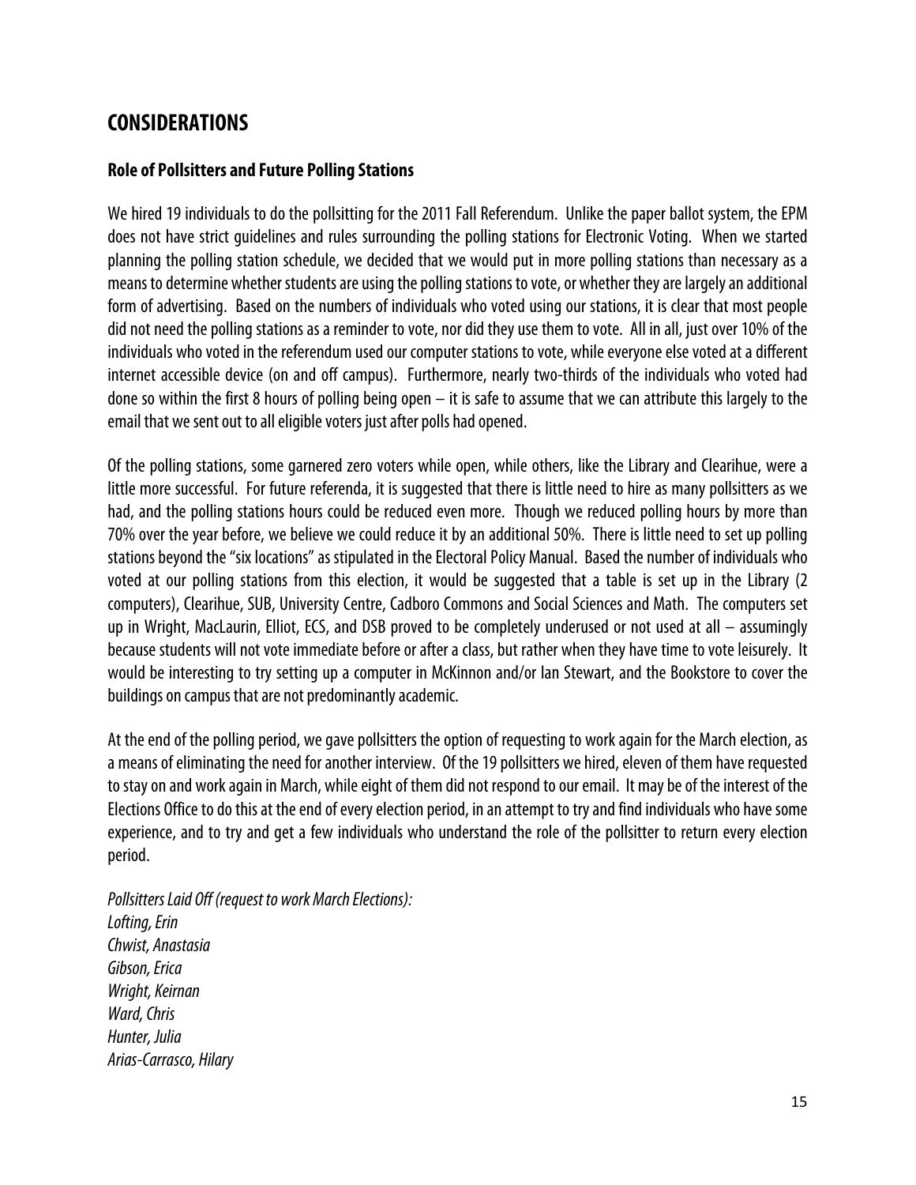## CONSIDERATIONS

### Role of Pollsitters and Future Polling Stations

We hired 19 individuals to do the pollsitting for the 2011 Fall Referendum. Unlike the paper ballot system, the EPM does not have strict guidelines and rules surrounding the polling stations for Electronic Voting. When we started planning the polling station schedule, we decided that we would put in more polling stations than necessary as a means to determine whether students are using the polling stations to vote, or whether they are largely an additional form of advertising. Based on the numbers of individuals who voted using our stations, it is clear that most people did not need the polling stations as a reminder to vote, nor did they use them to vote. All in all, just over 10% of the individuals who voted in the referendum used our computer stations to vote, while everyone else voted at a different internet accessible device (on and off campus). Furthermore, nearly two-thirds of the individuals who voted had done so within the first 8 hours of polling being open – it is safe to assume that we can attribute this largely to the email that we sent out to all eligible voters just after polls had opened.

Of the polling stations, some garnered zero voters while open, while others, like the Library and Clearihue, were a little more successful. For future referenda, it is suggested that there is little need to hire as many pollsitters as we had, and the polling stations hours could be reduced even more. Though we reduced polling hours by more than 70% over the year before, we believe we could reduce it by an additional 50%. There is little need to set up polling stations beyond the "six locations" as stipulated in the Electoral Policy Manual. Based the number of individuals who voted at our polling stations from this election, it would be suggested that a table is set up in the Library (2 computers), Clearihue, SUB, University Centre, Cadboro Commons and Social Sciences and Math. The computers set up in Wright, MacLaurin, Elliot, ECS, and DSB proved to be completely underused or not used at all – assumingly because students will not vote immediate before or after a class, but rather when they have time to vote leisurely. It would be interesting to try setting up a computer in McKinnon and/or Ian Stewart, and the Bookstore to cover the buildings on campus that are not predominantly academic.

At the end of the polling period, we gave pollsitters the option of requesting to work again for the March election, as a means of eliminating the need for another interview. Of the 19 pollsitters we hired, eleven of them have requested to stay on and work again in March, while eight of them did not respond to our email. It may be of the interest of the Elections Office to do this at the end of every election period, in an attempt to try and find individuals who have some experience, and to try and get a few individuals who understand the role of the pollsitter to return every election period.

*Pollsitters Laid Off (request to work March Elections):*
*Lofting, Erin*
*Chwist, Anastasia*
*Gibson, Erica*
*Wright, Keirnan*
*Ward, Chris*
*Hunter, Julia*
*Arias-Carrasco, Hilary*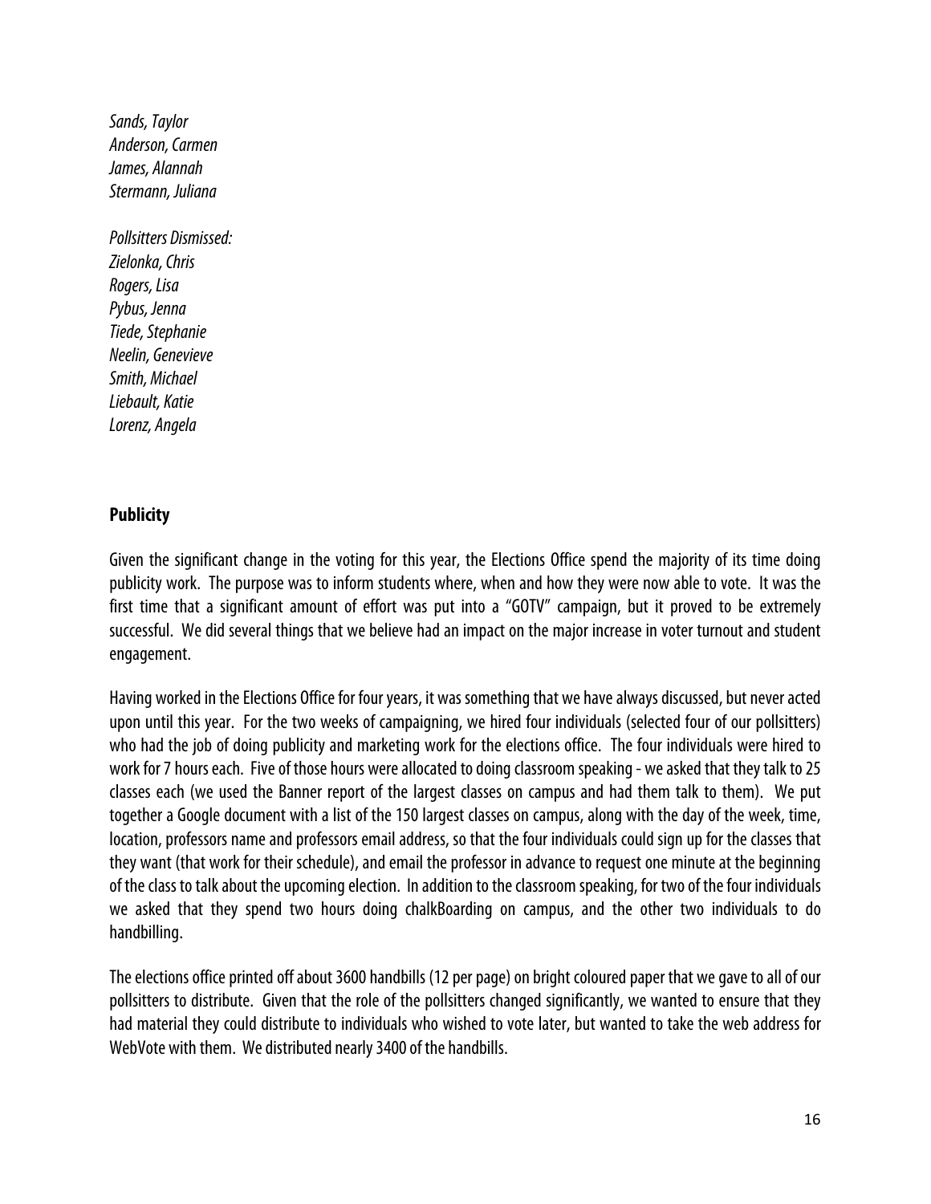*Sands, Taylor*
*Anderson, Carmen*
*James, Alannah*
*Stermann, Juliana*

*Pollsitters Dismissed:*
*Zielonka, Chris*
*Rogers, Lisa*
*Pybus, Jenna*
*Tiede, Stephanie*
*Neelin, Genevieve*
*Smith, Michael*
*Liebault, Katie*
*Lorenz, Angela*

**Publicity**

Given the significant change in the voting for this year, the Elections Office spend the majority of its time doing publicity work. The purpose was to inform students where, when and how they were now able to vote. It was the first time that a significant amount of effort was put into a "GOTV" campaign, but it proved to be extremely successful. We did several things that we believe had an impact on the major increase in voter turnout and student engagement.

Having worked in the Elections Office for four years, it was something that we have always discussed, but never acted upon until this year. For the two weeks of campaigning, we hired four individuals (selected four of our pollsitters) who had the job of doing publicity and marketing work for the elections office. The four individuals were hired to work for 7 hours each. Five of those hours were allocated to doing classroom speaking - we asked that they talk to 25 classes each (we used the Banner report of the largest classes on campus and had them talk to them). We put together a Google document with a list of the 150 largest classes on campus, along with the day of the week, time, location, professors name and professors email address, so that the four individuals could sign up for the classes that they want (that work for their schedule), and email the professor in advance to request one minute at the beginning of the class to talk about the upcoming election. In addition to the classroom speaking, for two of the four individuals we asked that they spend two hours doing chalkBoarding on campus, and the other two individuals to do handbilling.

The elections office printed off about 3600 handbills (12 per page) on bright coloured paper that we gave to all of our pollsitters to distribute. Given that the role of the pollsitters changed significantly, we wanted to ensure that they had material they could distribute to individuals who wished to vote later, but wanted to take the web address for WebVote with them. We distributed nearly 3400 of the handbills.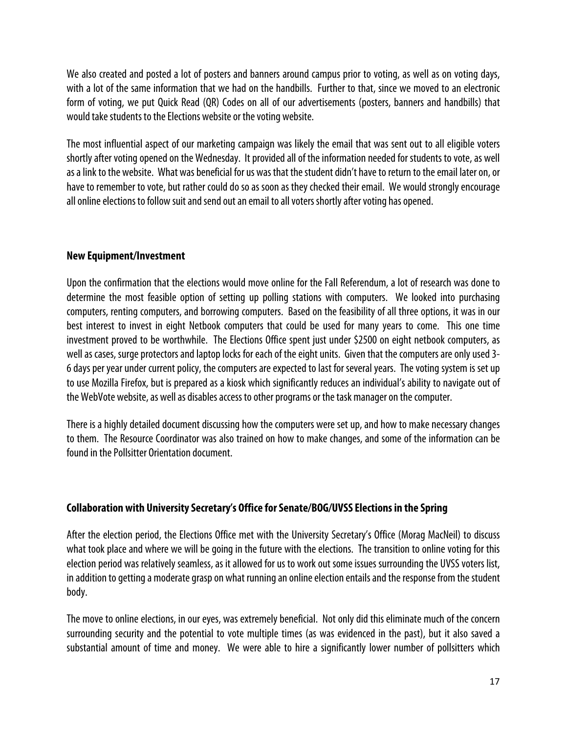We also created and posted a lot of posters and banners around campus prior to voting, as well as on voting days, with a lot of the same information that we had on the handbills. Further to that, since we moved to an electronic form of voting, we put Quick Read (QR) Codes on all of our advertisements (posters, banners and handbills) that would take students to the Elections website or the voting website.

The most influential aspect of our marketing campaign was likely the email that was sent out to all eligible voters shortly after voting opened on the Wednesday. It provided all of the information needed for students to vote, as well as a link to the website. What was beneficial for us was that the student didn't have to return to the email later on, or have to remember to vote, but rather could do so as soon as they checked their email. We would strongly encourage all online elections to follow suit and send out an email to all voters shortly after voting has opened.

**New Equipment/Investment**

Upon the confirmation that the elections would move online for the Fall Referendum, a lot of research was done to determine the most feasible option of setting up polling stations with computers. We looked into purchasing computers, renting computers, and borrowing computers. Based on the feasibility of all three options, it was in our best interest to invest in eight Netbook computers that could be used for many years to come. This one time investment proved to be worthwhile. The Elections Office spent just under $2500 on eight netbook computers, as well as cases, surge protectors and laptop locks for each of the eight units. Given that the computers are only used 3-6 days per year under current policy, the computers are expected to last for several years. The voting system is set up to use Mozilla Firefox, but is prepared as a kiosk which significantly reduces an individual's ability to navigate out of the WebVote website, as well as disables access to other programs or the task manager on the computer.

There is a highly detailed document discussing how the computers were set up, and how to make necessary changes to them. The Resource Coordinator was also trained on how to make changes, and some of the information can be found in the Pollsitter Orientation document.

**Collaboration with University Secretary's Office for Senate/BOG/UVSS Elections in the Spring**

After the election period, the Elections Office met with the University Secretary's Office (Morag MacNeil) to discuss what took place and where we will be going in the future with the elections. The transition to online voting for this election period was relatively seamless, as it allowed for us to work out some issues surrounding the UVSS voters list, in addition to getting a moderate grasp on what running an online election entails and the response from the student body.

The move to online elections, in our eyes, was extremely beneficial. Not only did this eliminate much of the concern surrounding security and the potential to vote multiple times (as was evidenced in the past), but it also saved a substantial amount of time and money. We were able to hire a significantly lower number of pollsitters which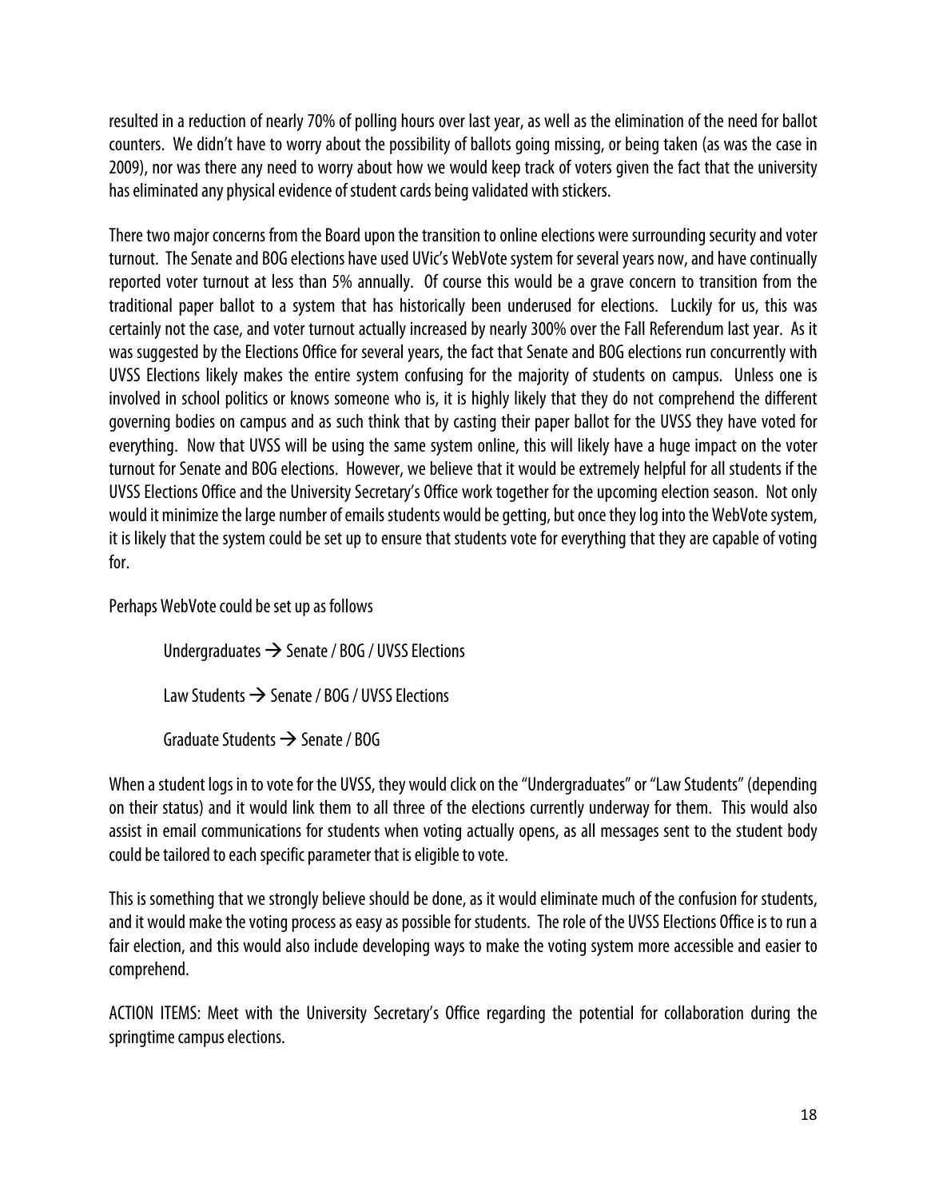resulted in a reduction of nearly 70% of polling hours over last year, as well as the elimination of the need for ballot counters. We didn't have to worry about the possibility of ballots going missing, or being taken (as was the case in 2009), nor was there any need to worry about how we would keep track of voters given the fact that the university has eliminated any physical evidence of student cards being validated with stickers.

There two major concerns from the Board upon the transition to online elections were surrounding security and voter turnout. The Senate and BOG elections have used UVic's WebVote system for several years now, and have continually reported voter turnout at less than 5% annually. Of course this would be a grave concern to transition from the traditional paper ballot to a system that has historically been underused for elections. Luckily for us, this was certainly not the case, and voter turnout actually increased by nearly 300% over the Fall Referendum last year. As it was suggested by the Elections Office for several years, the fact that Senate and BOG elections run concurrently with UVSS Elections likely makes the entire system confusing for the majority of students on campus. Unless one is involved in school politics or knows someone who is, it is highly likely that they do not comprehend the different governing bodies on campus and as such think that by casting their paper ballot for the UVSS they have voted for everything. Now that UVSS will be using the same system online, this will likely have a huge impact on the voter turnout for Senate and BOG elections. However, we believe that it would be extremely helpful for all students if the UVSS Elections Office and the University Secretary's Office work together for the upcoming election season. Not only would it minimize the large number of emails students would be getting, but once they log into the WebVote system, it is likely that the system could be set up to ensure that students vote for everything that they are capable of voting for.

Perhaps WebVote could be set up as follows

> Undergraduates → Senate / BOG / UVSS Elections
>
> Law Students → Senate / BOG / UVSS Elections
>
> Graduate Students → Senate / BOG

When a student logs in to vote for the UVSS, they would click on the "Undergraduates" or "Law Students" (depending on their status) and it would link them to all three of the elections currently underway for them. This would also assist in email communications for students when voting actually opens, as all messages sent to the student body could be tailored to each specific parameter that is eligible to vote.

This is something that we strongly believe should be done, as it would eliminate much of the confusion for students, and it would make the voting process as easy as possible for students. The role of the UVSS Elections Office is to run a fair election, and this would also include developing ways to make the voting system more accessible and easier to comprehend.

ACTION ITEMS: Meet with the University Secretary's Office regarding the potential for collaboration during the springtime campus elections.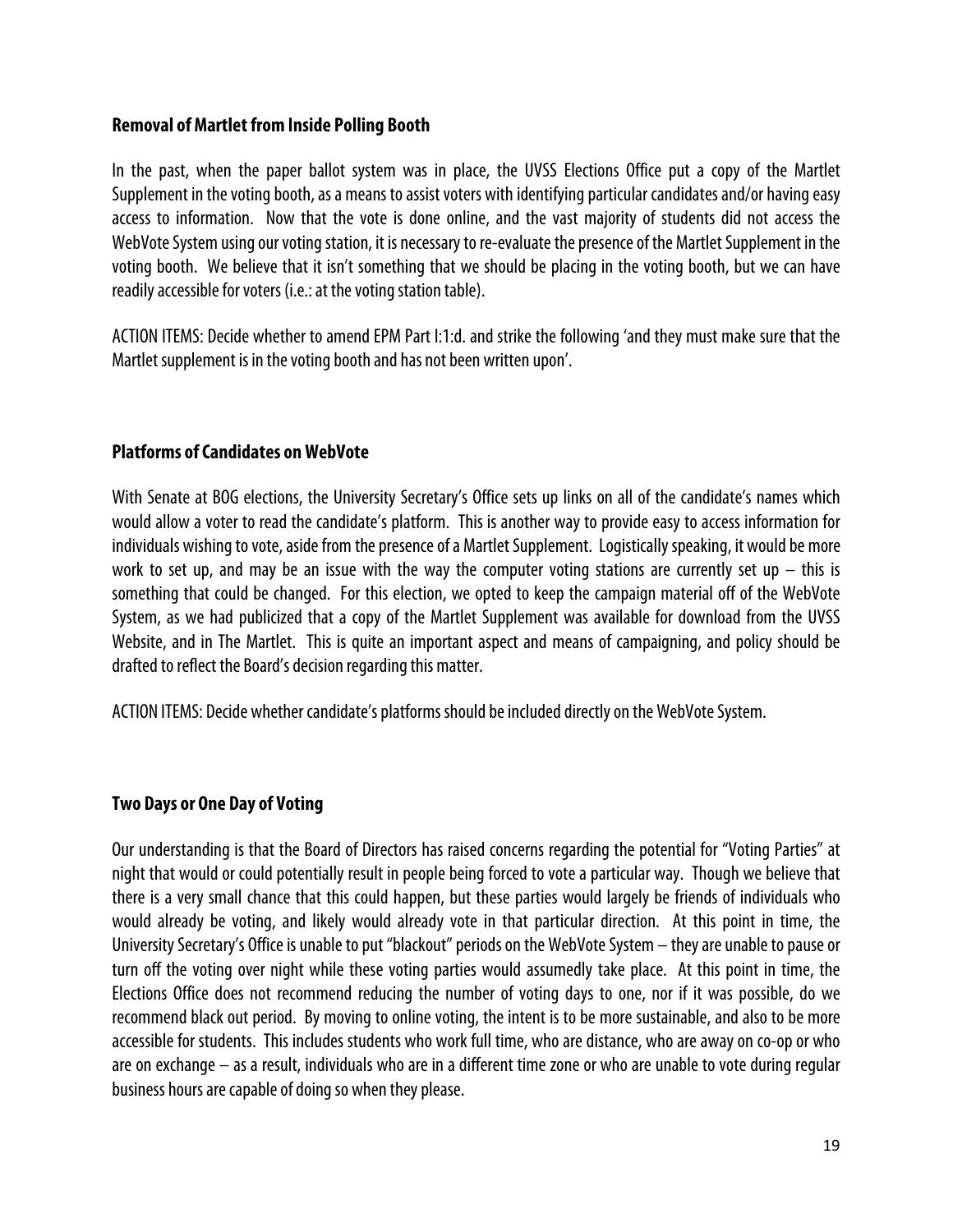**Removal of Martlet from Inside Polling Booth**

In the past, when the paper ballot system was in place, the UVSS Elections Office put a copy of the Martlet Supplement in the voting booth, as a means to assist voters with identifying particular candidates and/or having easy access to information. Now that the vote is done online, and the vast majority of students did not access the WebVote System using our voting station, it is necessary to re-evaluate the presence of the Martlet Supplement in the voting booth. We believe that it isn't something that we should be placing in the voting booth, but we can have readily accessible for voters (i.e.: at the voting station table).

ACTION ITEMS: Decide whether to amend EPM Part I:1:d. and strike the following 'and they must make sure that the Martlet supplement is in the voting booth and has not been written upon'.

**Platforms of Candidates on WebVote**

With Senate at BOG elections, the University Secretary's Office sets up links on all of the candidate's names which would allow a voter to read the candidate's platform. This is another way to provide easy to access information for individuals wishing to vote, aside from the presence of a Martlet Supplement. Logistically speaking, it would be more work to set up, and may be an issue with the way the computer voting stations are currently set up – this is something that could be changed. For this election, we opted to keep the campaign material off of the WebVote System, as we had publicized that a copy of the Martlet Supplement was available for download from the UVSS Website, and in The Martlet. This is quite an important aspect and means of campaigning, and policy should be drafted to reflect the Board's decision regarding this matter.

ACTION ITEMS: Decide whether candidate's platforms should be included directly on the WebVote System.

**Two Days or One Day of Voting**

Our understanding is that the Board of Directors has raised concerns regarding the potential for "Voting Parties" at night that would or could potentially result in people being forced to vote a particular way. Though we believe that there is a very small chance that this could happen, but these parties would largely be friends of individuals who would already be voting, and likely would already vote in that particular direction. At this point in time, the University Secretary's Office is unable to put "blackout" periods on the WebVote System – they are unable to pause or turn off the voting over night while these voting parties would assumedly take place. At this point in time, the Elections Office does not recommend reducing the number of voting days to one, nor if it was possible, do we recommend black out period. By moving to online voting, the intent is to be more sustainable, and also to be more accessible for students. This includes students who work full time, who are distance, who are away on co-op or who are on exchange – as a result, individuals who are in a different time zone or who are unable to vote during regular business hours are capable of doing so when they please.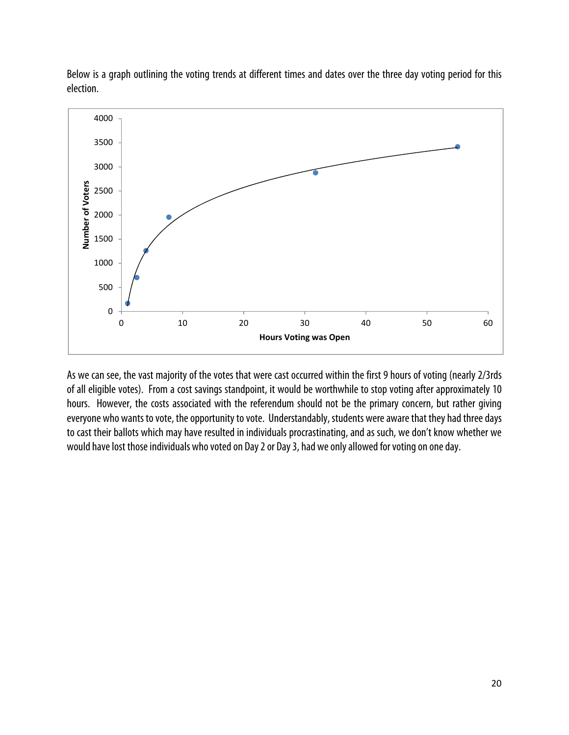Below is a graph outlining the voting trends at different times and dates over the three day voting period for this election.

As we can see, the vast majority of the votes that were cast occurred within the first 9 hours of voting (nearly 2/3rds of all eligible votes). From a cost savings standpoint, it would be worthwhile to stop voting after approximately 10 hours. However, the costs associated with the referendum should not be the primary concern, but rather giving everyone who wants to vote, the opportunity to vote. Understandably, students were aware that they had three days to cast their ballots which may have resulted in individuals procrastinating, and as such, we don't know whether we would have lost those individuals who voted on Day 2 or Day 3, had we only allowed for voting on one day.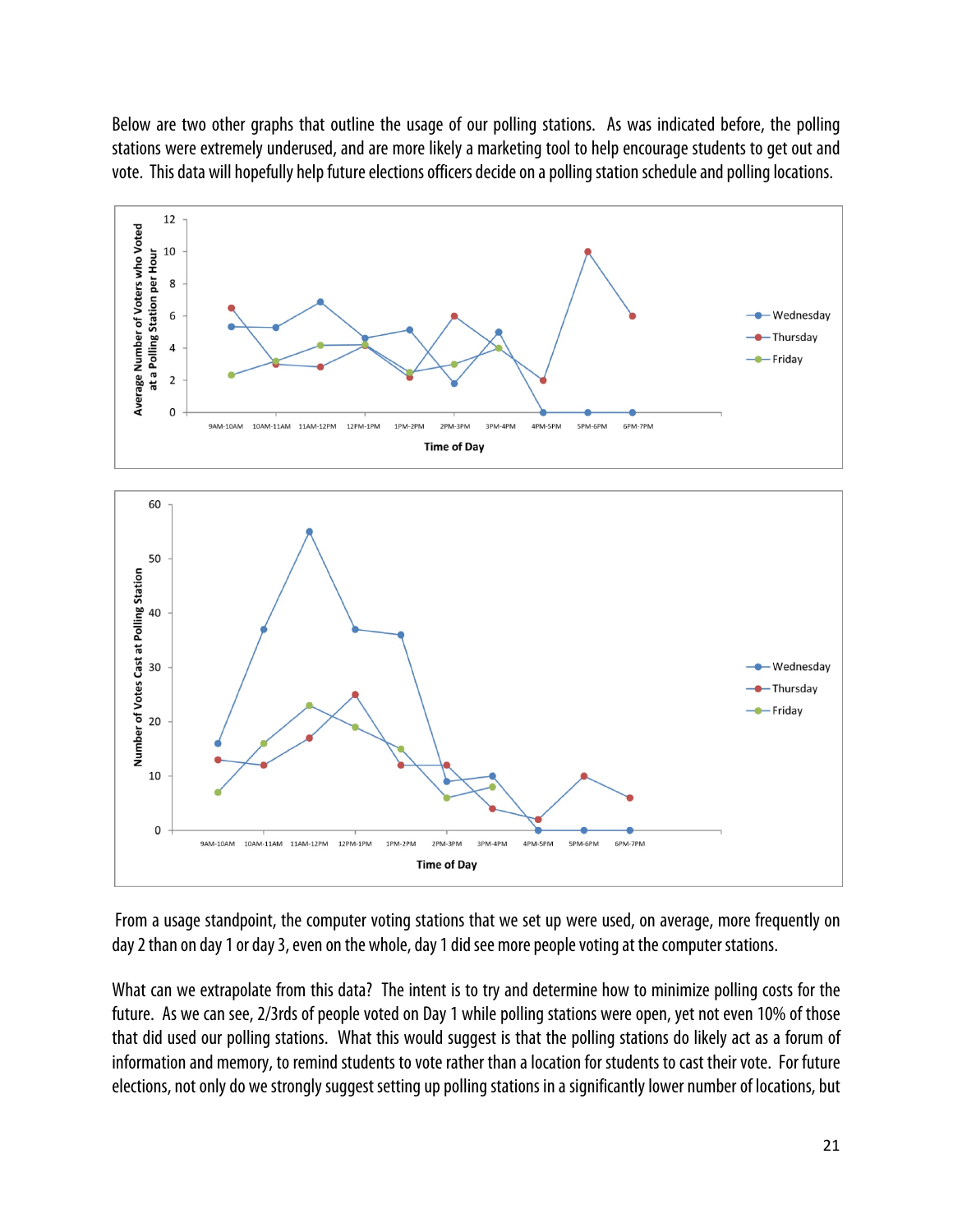Below are two other graphs that outline the usage of our polling stations. As was indicated before, the polling stations were extremely underused, and are more likely a marketing tool to help encourage students to get out and vote. This data will hopefully help future elections officers decide on a polling station schedule and polling locations.

From a usage standpoint, the computer voting stations that we set up were used, on average, more frequently on day 2 than on day 1 or day 3, even on the whole, day 1 did see more people voting at the computer stations.

What can we extrapolate from this data? The intent is to try and determine how to minimize polling costs for the future. As we can see, 2/3rds of people voted on Day 1 while polling stations were open, yet not even 10% of those that did used our polling stations. What this would suggest is that the polling stations do likely act as a forum of information and memory, to remind students to vote rather than a location for students to cast their vote. For future elections, not only do we strongly suggest setting up polling stations in a significantly lower number of locations, but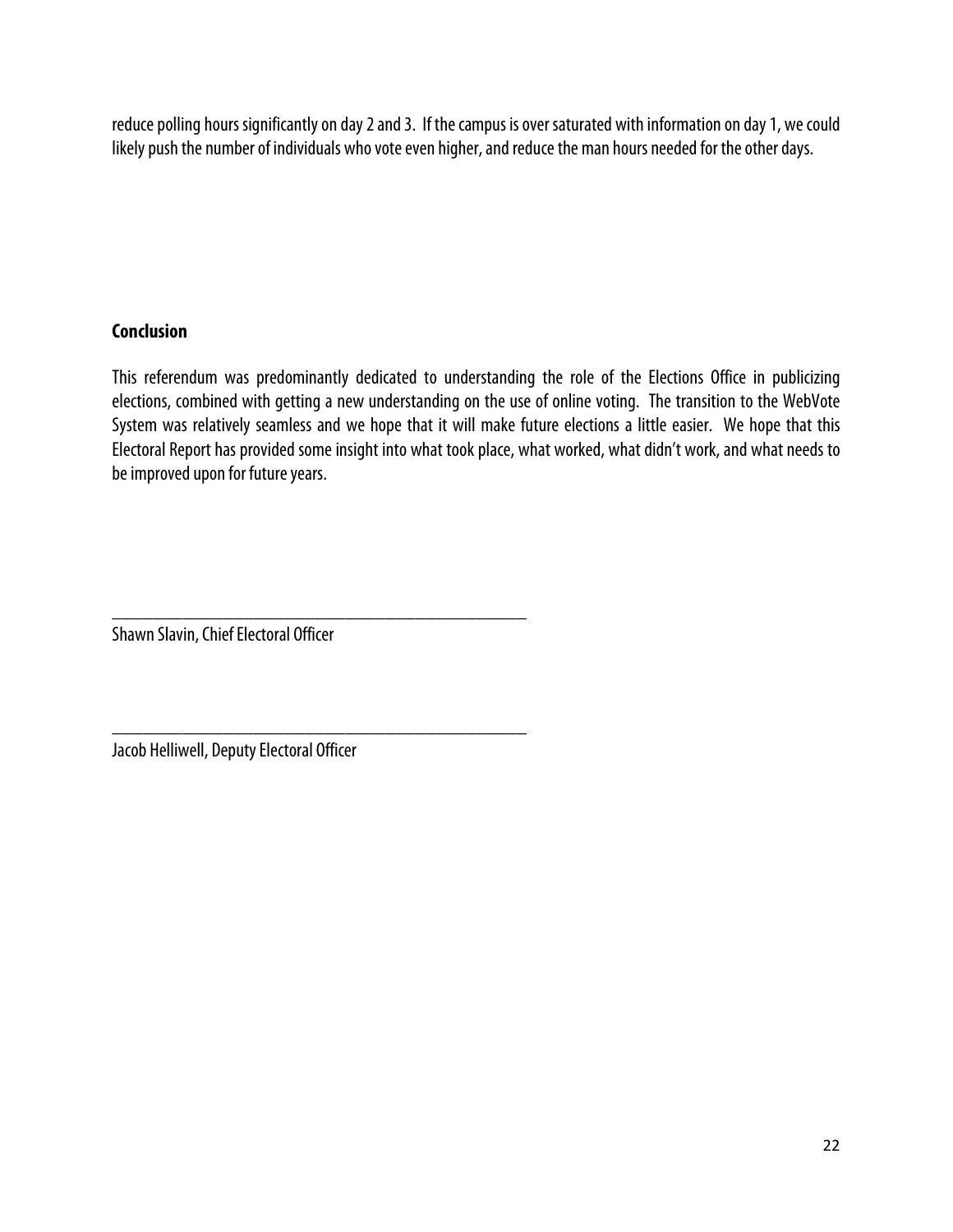reduce polling hours significantly on day 2 and 3. If the campus is over saturated with information on day 1, we could likely push the number of individuals who vote even higher, and reduce the man hours needed for the other days.

## Conclusion

This referendum was predominantly dedicated to understanding the role of the Elections Office in publicizing elections, combined with getting a new understanding on the use of online voting. The transition to the WebVote System was relatively seamless and we hope that it will make future elections a little easier. We hope that this Electoral Report has provided some insight into what took place, what worked, what didn't work, and what needs to be improved upon for future years.

_______________________________________________

Shawn Slavin, Chief Electoral Officer

_______________________________________________

Jacob Helliwell, Deputy Electoral Officer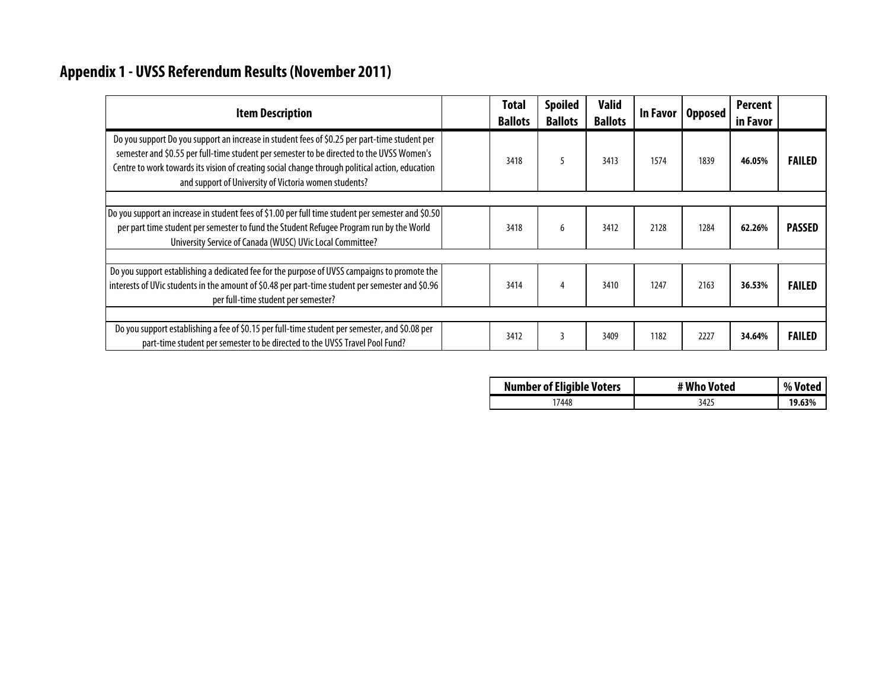## Appendix 1 - UVSS Referendum Results (November 2011)

| Item Description | | Total Ballots | Spoiled Ballots | Valid Ballots | In Favor | Opposed | Percent in Favor | |
|---|---|---|---|---|---|---|---|---|
| Do you support Do you support an increase in student fees of $0.25 per part-time student per semester and $0.55 per full-time student per semester to be directed to the UVSS Women's Centre to work towards its vision of creating social change through political action, education and support of University of Victoria women students? | | 3418 | 5 | 3413 | 1574 | 1839 | **46.05%** | **FAILED** |
| Do you support an increase in student fees of $1.00 per full time student per semester and $0.50 per part time student per semester to fund the Student Refugee Program run by the World University Service of Canada (WUSC) UVic Local Committee? | | 3418 | 6 | 3412 | 2128 | 1284 | **62.26%** | **PASSED** |
| Do you support establishing a dedicated fee for the purpose of UVSS campaigns to promote the interests of UVic students in the amount of $0.48 per part-time student per semester and $0.96 per full-time student per semester? | | 3414 | 4 | 3410 | 1247 | 2163 | **36.53%** | **FAILED** |
| Do you support establishing a fee of $0.15 per full-time student per semester, and $0.08 per part-time student per semester to be directed to the UVSS Travel Pool Fund? | | 3412 | 3 | 3409 | 1182 | 2227 | **34.64%** | **FAILED** |

| Number of Eligible Voters | # Who Voted | % Voted |
|---|---|---|
| 17448 | 3425 | **19.63%** |